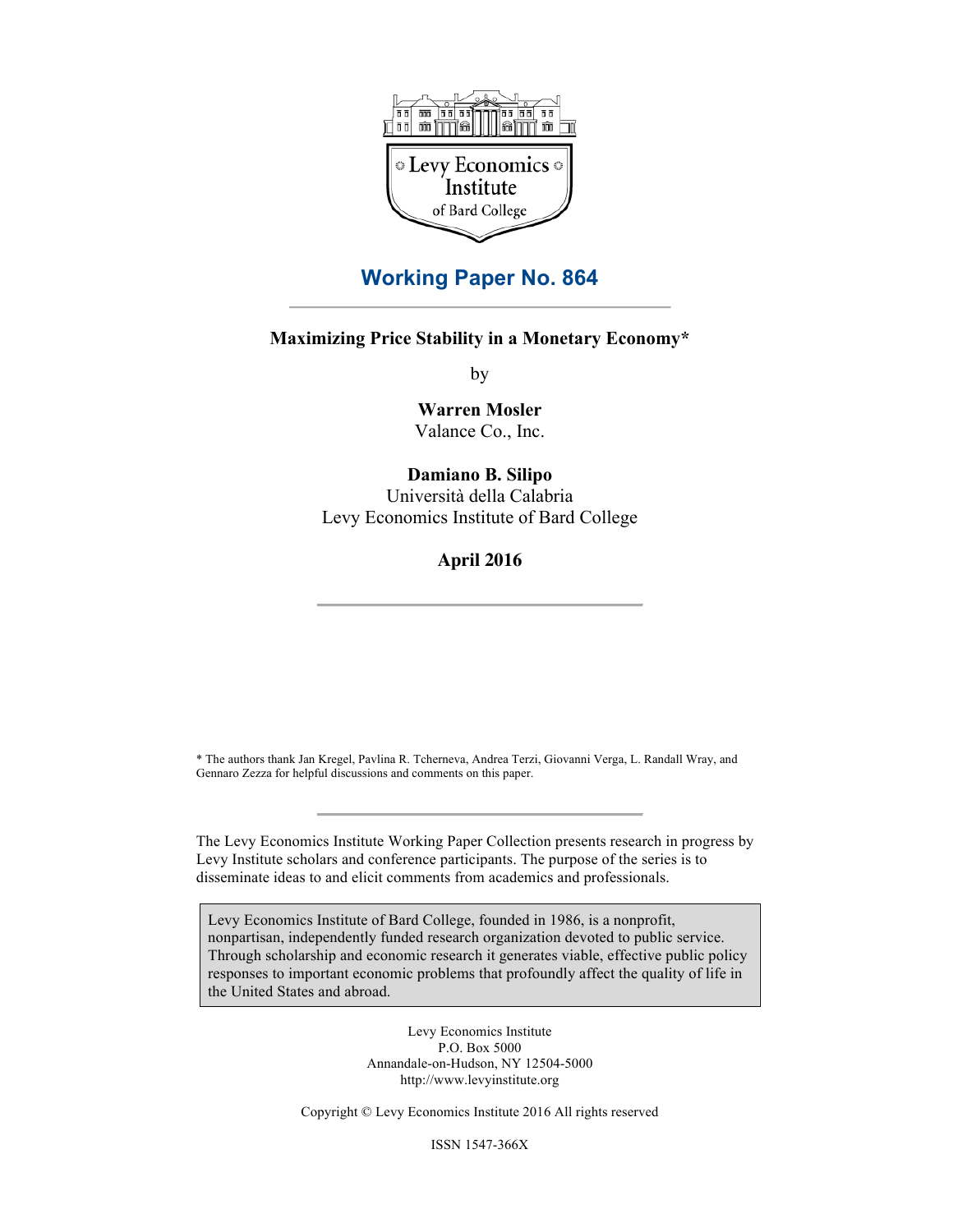Levy Economics Institute of Bard College

# Working Paper No. 864

## Maximizing Price Stability in a Monetary Economy*

by

**Warren Mosler**
Valance Co., Inc.

**Damiano B. Silipo**
Università della Calabria
Levy Economics Institute of Bard College

**April 2016**

* The authors thank Jan Kregel, Pavlina R. Tcherneva, Andrea Terzi, Giovanni Verga, L. Randall Wray, and Gennaro Zezza for helpful discussions and comments on this paper.

The Levy Economics Institute Working Paper Collection presents research in progress by Levy Institute scholars and conference participants. The purpose of the series is to disseminate ideas to and elicit comments from academics and professionals.

Levy Economics Institute of Bard College, founded in 1986, is a nonprofit, nonpartisan, independently funded research organization devoted to public service. Through scholarship and economic research it generates viable, effective public policy responses to important economic problems that profoundly affect the quality of life in the United States and abroad.

Levy Economics Institute
P.O. Box 5000
Annandale-on-Hudson, NY 12504-5000
http://www.levyinstitute.org

Copyright © Levy Economics Institute 2016 All rights reserved

ISSN 1547-366X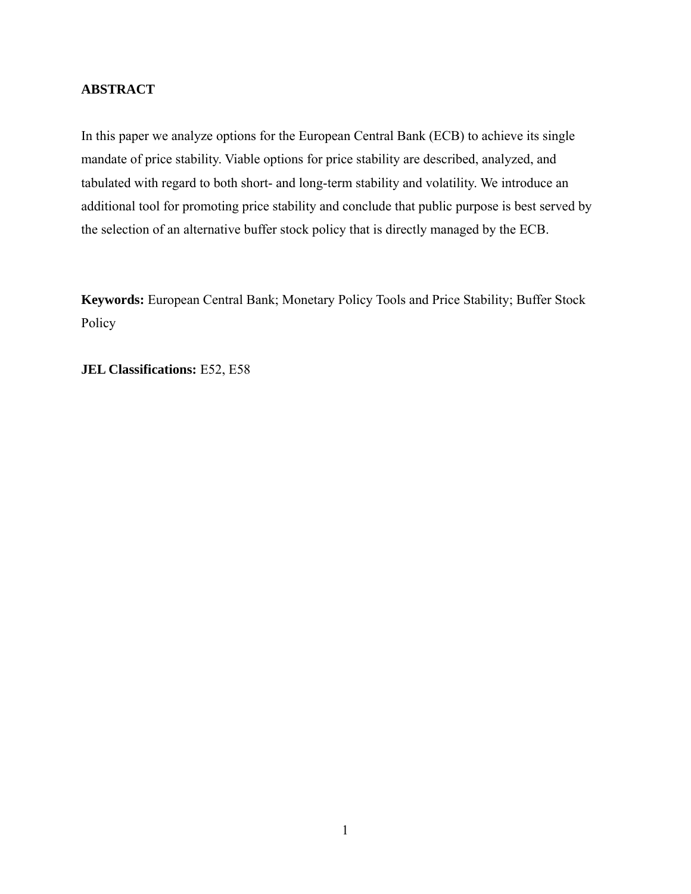## ABSTRACT

In this paper we analyze options for the European Central Bank (ECB) to achieve its single mandate of price stability. Viable options for price stability are described, analyzed, and tabulated with regard to both short- and long-term stability and volatility. We introduce an additional tool for promoting price stability and conclude that public purpose is best served by the selection of an alternative buffer stock policy that is directly managed by the ECB.

**Keywords:** European Central Bank; Monetary Policy Tools and Price Stability; Buffer Stock Policy

**JEL Classifications:** E52, E58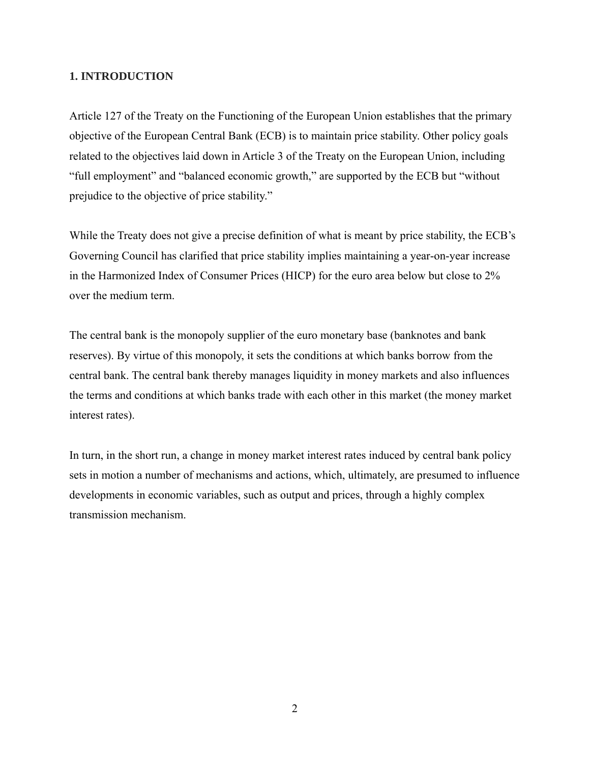## 1. INTRODUCTION

Article 127 of the Treaty on the Functioning of the European Union establishes that the primary objective of the European Central Bank (ECB) is to maintain price stability. Other policy goals related to the objectives laid down in Article 3 of the Treaty on the European Union, including "full employment" and "balanced economic growth," are supported by the ECB but "without prejudice to the objective of price stability."

While the Treaty does not give a precise definition of what is meant by price stability, the ECB's Governing Council has clarified that price stability implies maintaining a year-on-year increase in the Harmonized Index of Consumer Prices (HICP) for the euro area below but close to 2% over the medium term.

The central bank is the monopoly supplier of the euro monetary base (banknotes and bank reserves). By virtue of this monopoly, it sets the conditions at which banks borrow from the central bank. The central bank thereby manages liquidity in money markets and also influences the terms and conditions at which banks trade with each other in this market (the money market interest rates).

In turn, in the short run, a change in money market interest rates induced by central bank policy sets in motion a number of mechanisms and actions, which, ultimately, are presumed to influence developments in economic variables, such as output and prices, through a highly complex transmission mechanism.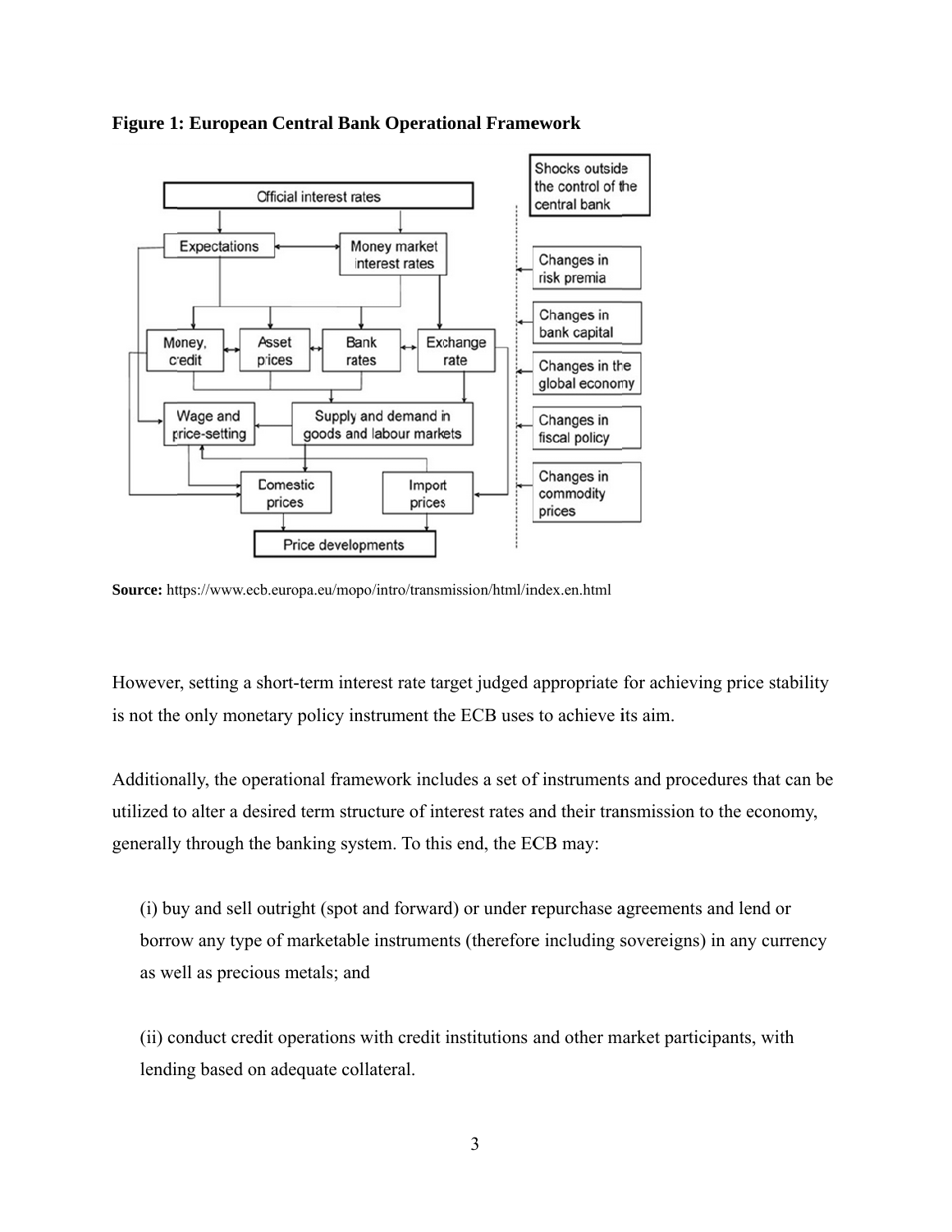**Figure 1: European Central Bank Operational Framework**

**Source:** https://www.ecb.europa.eu/mopo/intro/transmission/html/index.en.html

However, setting a short-term interest rate target judged appropriate for achieving price stability is not the only monetary policy instrument the ECB uses to achieve its aim.

Additionally, the operational framework includes a set of instruments and procedures that can be utilized to alter a desired term structure of interest rates and their transmission to the economy, generally through the banking system. To this end, the ECB may:

(i) buy and sell outright (spot and forward) or under repurchase agreements and lend or borrow any type of marketable instruments (therefore including sovereigns) in any currency as well as precious metals; and

(ii) conduct credit operations with credit institutions and other market participants, with lending based on adequate collateral.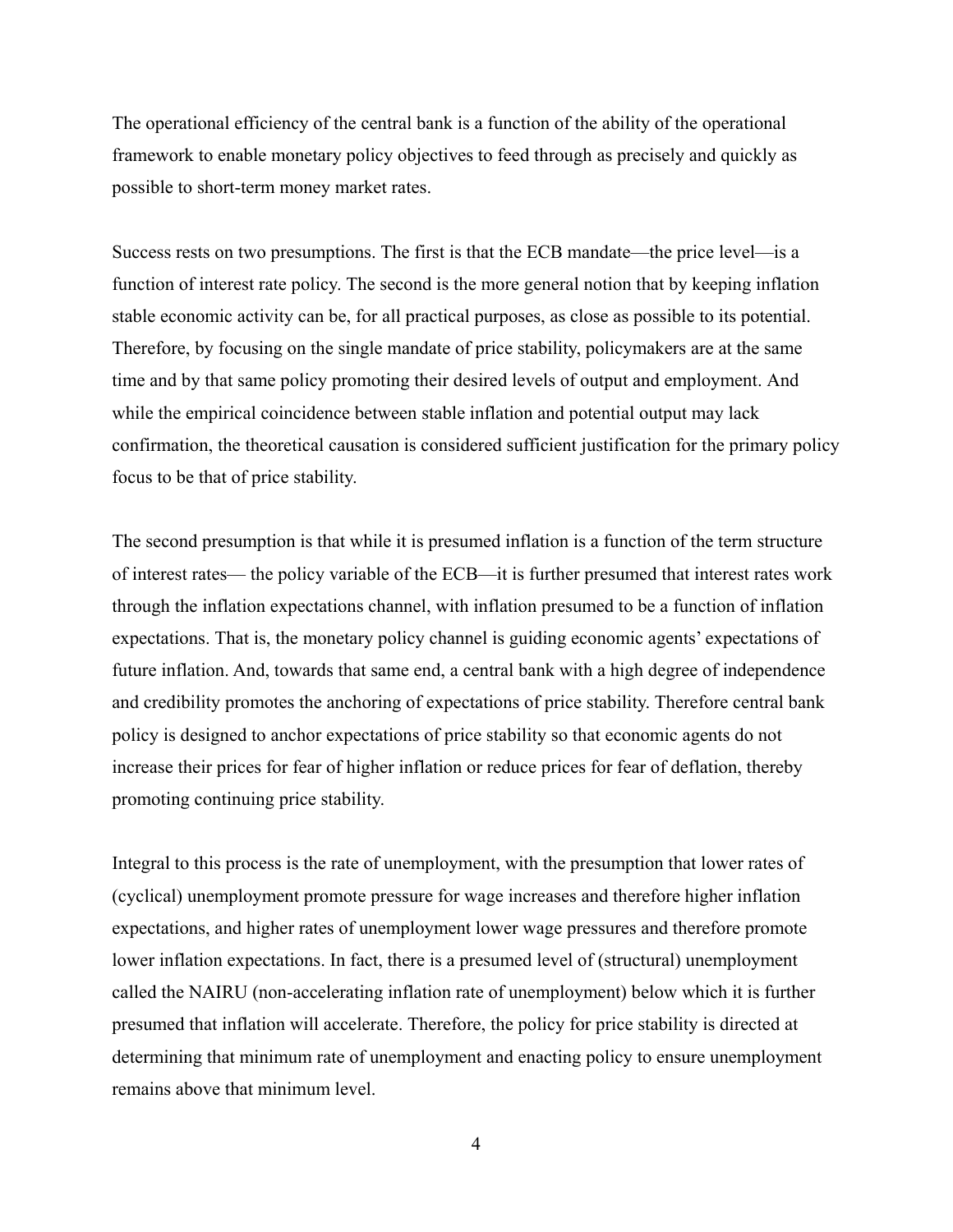The operational efficiency of the central bank is a function of the ability of the operational framework to enable monetary policy objectives to feed through as precisely and quickly as possible to short-term money market rates.

Success rests on two presumptions. The first is that the ECB mandate—the price level—is a function of interest rate policy. The second is the more general notion that by keeping inflation stable economic activity can be, for all practical purposes, as close as possible to its potential. Therefore, by focusing on the single mandate of price stability, policymakers are at the same time and by that same policy promoting their desired levels of output and employment. And while the empirical coincidence between stable inflation and potential output may lack confirmation, the theoretical causation is considered sufficient justification for the primary policy focus to be that of price stability.

The second presumption is that while it is presumed inflation is a function of the term structure of interest rates— the policy variable of the ECB—it is further presumed that interest rates work through the inflation expectations channel, with inflation presumed to be a function of inflation expectations. That is, the monetary policy channel is guiding economic agents' expectations of future inflation. And, towards that same end, a central bank with a high degree of independence and credibility promotes the anchoring of expectations of price stability. Therefore central bank policy is designed to anchor expectations of price stability so that economic agents do not increase their prices for fear of higher inflation or reduce prices for fear of deflation, thereby promoting continuing price stability.

Integral to this process is the rate of unemployment, with the presumption that lower rates of (cyclical) unemployment promote pressure for wage increases and therefore higher inflation expectations, and higher rates of unemployment lower wage pressures and therefore promote lower inflation expectations. In fact, there is a presumed level of (structural) unemployment called the NAIRU (non-accelerating inflation rate of unemployment) below which it is further presumed that inflation will accelerate. Therefore, the policy for price stability is directed at determining that minimum rate of unemployment and enacting policy to ensure unemployment remains above that minimum level.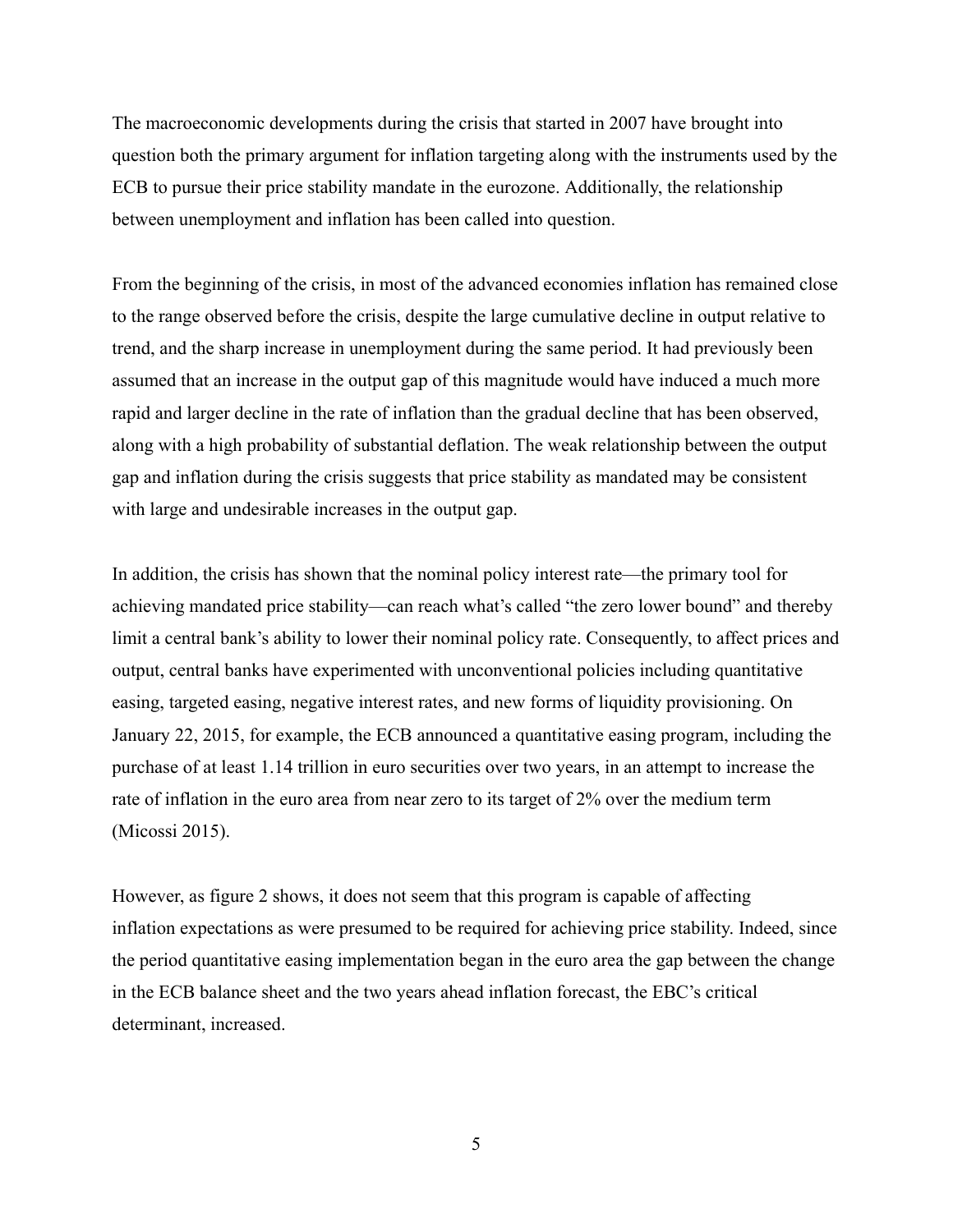The macroeconomic developments during the crisis that started in 2007 have brought into question both the primary argument for inflation targeting along with the instruments used by the ECB to pursue their price stability mandate in the eurozone. Additionally, the relationship between unemployment and inflation has been called into question.

From the beginning of the crisis, in most of the advanced economies inflation has remained close to the range observed before the crisis, despite the large cumulative decline in output relative to trend, and the sharp increase in unemployment during the same period. It had previously been assumed that an increase in the output gap of this magnitude would have induced a much more rapid and larger decline in the rate of inflation than the gradual decline that has been observed, along with a high probability of substantial deflation. The weak relationship between the output gap and inflation during the crisis suggests that price stability as mandated may be consistent with large and undesirable increases in the output gap.

In addition, the crisis has shown that the nominal policy interest rate—the primary tool for achieving mandated price stability—can reach what's called "the zero lower bound" and thereby limit a central bank's ability to lower their nominal policy rate. Consequently, to affect prices and output, central banks have experimented with unconventional policies including quantitative easing, targeted easing, negative interest rates, and new forms of liquidity provisioning. On January 22, 2015, for example, the ECB announced a quantitative easing program, including the purchase of at least 1.14 trillion in euro securities over two years, in an attempt to increase the rate of inflation in the euro area from near zero to its target of 2% over the medium term (Micossi 2015).

However, as figure 2 shows, it does not seem that this program is capable of affecting inflation expectations as were presumed to be required for achieving price stability. Indeed, since the period quantitative easing implementation began in the euro area the gap between the change in the ECB balance sheet and the two years ahead inflation forecast, the EBC's critical determinant, increased.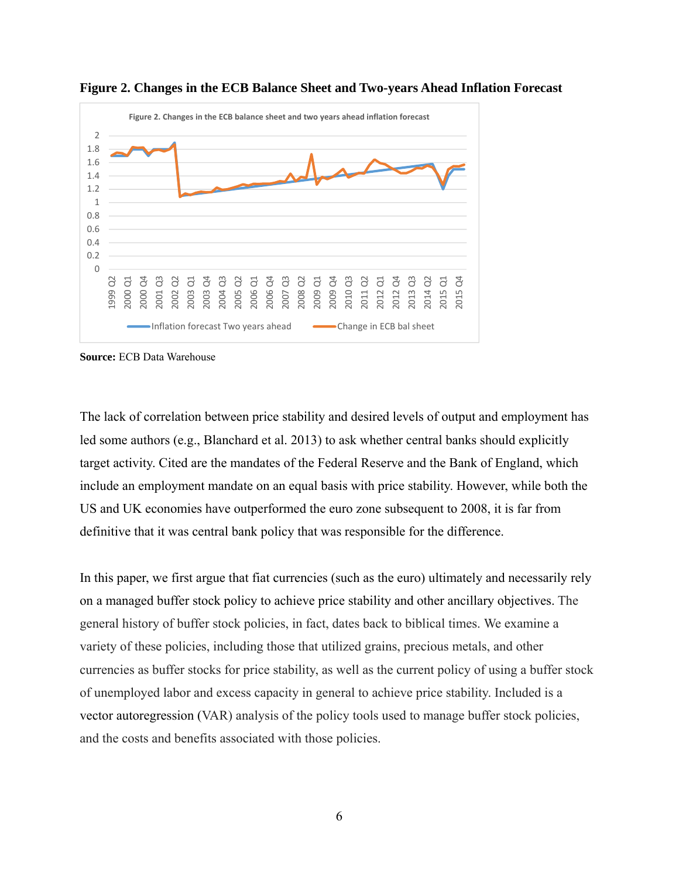**Figure 2. Changes in the ECB Balance Sheet and Two-years Ahead Inflation Forecast**

**Source:** ECB Data Warehouse

The lack of correlation between price stability and desired levels of output and employment has led some authors (e.g., Blanchard et al. 2013) to ask whether central banks should explicitly target activity. Cited are the mandates of the Federal Reserve and the Bank of England, which include an employment mandate on an equal basis with price stability. However, while both the US and UK economies have outperformed the euro zone subsequent to 2008, it is far from definitive that it was central bank policy that was responsible for the difference.

In this paper, we first argue that fiat currencies (such as the euro) ultimately and necessarily rely on a managed buffer stock policy to achieve price stability and other ancillary objectives. The general history of buffer stock policies, in fact, dates back to biblical times. We examine a variety of these policies, including those that utilized grains, precious metals, and other currencies as buffer stocks for price stability, as well as the current policy of using a buffer stock of unemployed labor and excess capacity in general to achieve price stability. Included is a vector autoregression (VAR) analysis of the policy tools used to manage buffer stock policies, and the costs and benefits associated with those policies.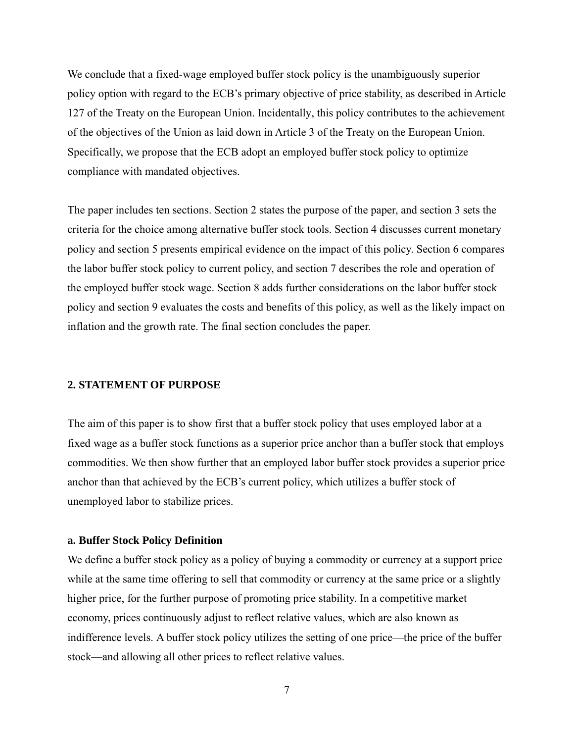We conclude that a fixed-wage employed buffer stock policy is the unambiguously superior policy option with regard to the ECB's primary objective of price stability, as described in Article 127 of the Treaty on the European Union. Incidentally, this policy contributes to the achievement of the objectives of the Union as laid down in Article 3 of the Treaty on the European Union. Specifically, we propose that the ECB adopt an employed buffer stock policy to optimize compliance with mandated objectives.

The paper includes ten sections. Section 2 states the purpose of the paper, and section 3 sets the criteria for the choice among alternative buffer stock tools. Section 4 discusses current monetary policy and section 5 presents empirical evidence on the impact of this policy. Section 6 compares the labor buffer stock policy to current policy, and section 7 describes the role and operation of the employed buffer stock wage. Section 8 adds further considerations on the labor buffer stock policy and section 9 evaluates the costs and benefits of this policy, as well as the likely impact on inflation and the growth rate. The final section concludes the paper.

## 2. STATEMENT OF PURPOSE

The aim of this paper is to show first that a buffer stock policy that uses employed labor at a fixed wage as a buffer stock functions as a superior price anchor than a buffer stock that employs commodities. We then show further that an employed labor buffer stock provides a superior price anchor than that achieved by the ECB's current policy, which utilizes a buffer stock of unemployed labor to stabilize prices.

### a. Buffer Stock Policy Definition

We define a buffer stock policy as a policy of buying a commodity or currency at a support price while at the same time offering to sell that commodity or currency at the same price or a slightly higher price, for the further purpose of promoting price stability. In a competitive market economy, prices continuously adjust to reflect relative values, which are also known as indifference levels. A buffer stock policy utilizes the setting of one price—the price of the buffer stock—and allowing all other prices to reflect relative values.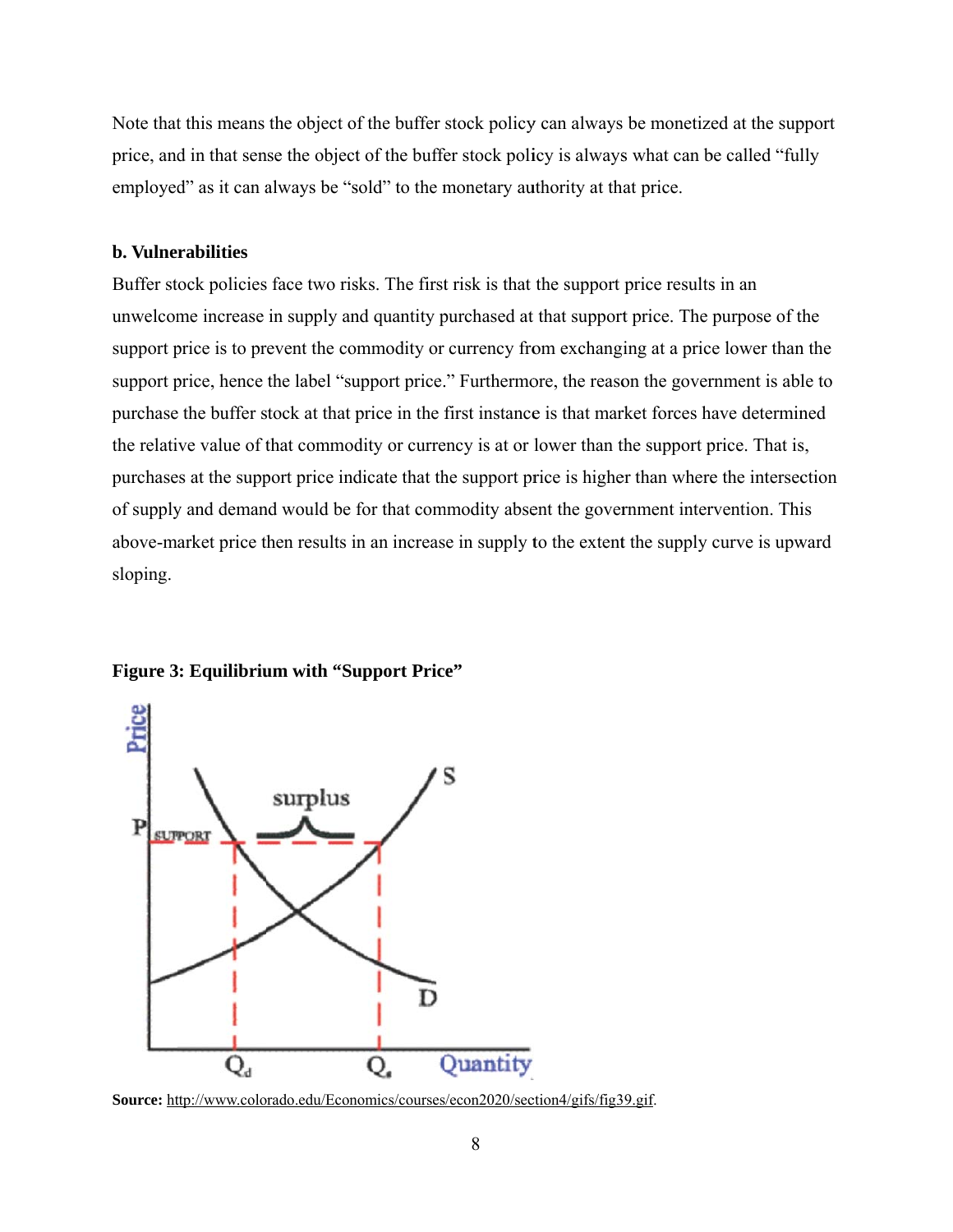Note that this means the object of the buffer stock policy can always be monetized at the support price, and in that sense the object of the buffer stock policy is always what can be called "fully employed" as it can always be "sold" to the monetary authority at that price.

**b. Vulnerabilities**

Buffer stock policies face two risks. The first risk is that the support price results in an unwelcome increase in supply and quantity purchased at that support price. The purpose of the support price is to prevent the commodity or currency from exchanging at a price lower than the support price, hence the label "support price." Furthermore, the reason the government is able to purchase the buffer stock at that price in the first instance is that market forces have determined the relative value of that commodity or currency is at or lower than the support price. That is, purchases at the support price indicate that the support price is higher than where the intersection of supply and demand would be for that commodity absent the government intervention. This above-market price then results in an increase in supply to the extent the supply curve is upward sloping.

**Figure 3: Equilibrium with "Support Price"**

**Source:** http://www.colorado.edu/Economics/courses/econ2020/section4/gifs/fig39.gif.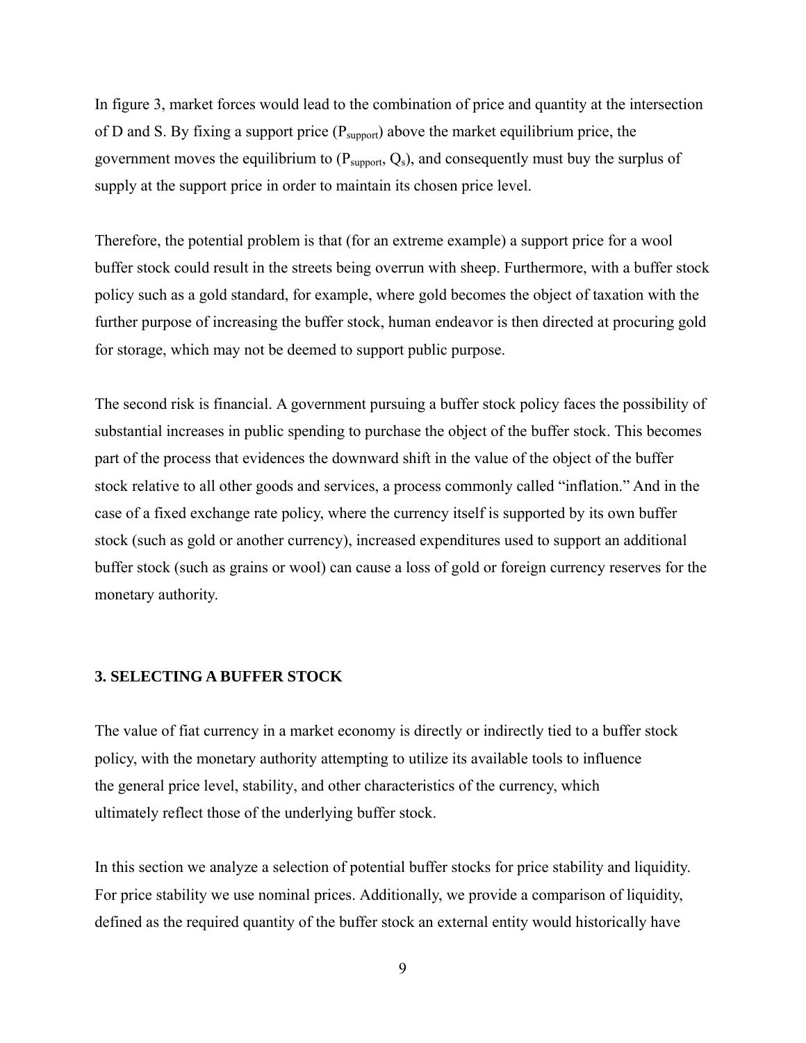In figure 3, market forces would lead to the combination of price and quantity at the intersection of D and S. By fixing a support price ($P_{support}$) above the market equilibrium price, the government moves the equilibrium to ($P_{support}$, $Q_s$), and consequently must buy the surplus of supply at the support price in order to maintain its chosen price level.

Therefore, the potential problem is that (for an extreme example) a support price for a wool buffer stock could result in the streets being overrun with sheep. Furthermore, with a buffer stock policy such as a gold standard, for example, where gold becomes the object of taxation with the further purpose of increasing the buffer stock, human endeavor is then directed at procuring gold for storage, which may not be deemed to support public purpose.

The second risk is financial. A government pursuing a buffer stock policy faces the possibility of substantial increases in public spending to purchase the object of the buffer stock. This becomes part of the process that evidences the downward shift in the value of the object of the buffer stock relative to all other goods and services, a process commonly called "inflation." And in the case of a fixed exchange rate policy, where the currency itself is supported by its own buffer stock (such as gold or another currency), increased expenditures used to support an additional buffer stock (such as grains or wool) can cause a loss of gold or foreign currency reserves for the monetary authority.

## 3. SELECTING A BUFFER STOCK

The value of fiat currency in a market economy is directly or indirectly tied to a buffer stock policy, with the monetary authority attempting to utilize its available tools to influence the general price level, stability, and other characteristics of the currency, which ultimately reflect those of the underlying buffer stock.

In this section we analyze a selection of potential buffer stocks for price stability and liquidity. For price stability we use nominal prices. Additionally, we provide a comparison of liquidity, defined as the required quantity of the buffer stock an external entity would historically have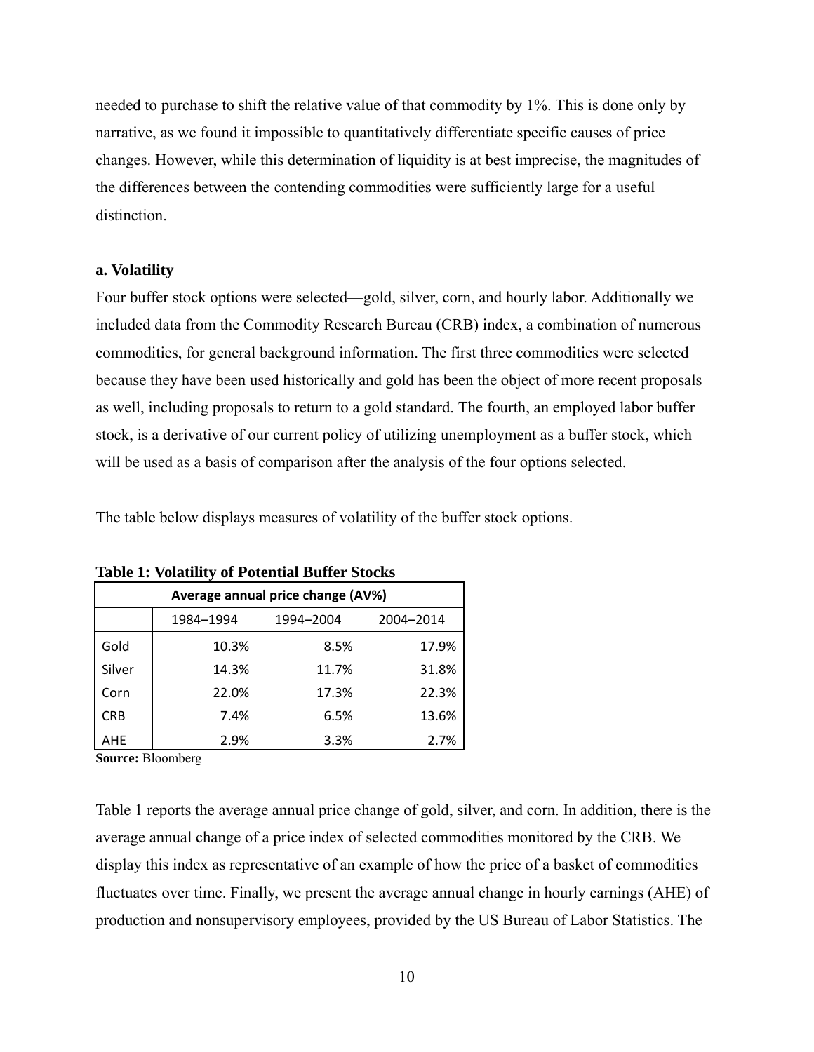needed to purchase to shift the relative value of that commodity by 1%. This is done only by narrative, as we found it impossible to quantitatively differentiate specific causes of price changes. However, while this determination of liquidity is at best imprecise, the magnitudes of the differences between the contending commodities were sufficiently large for a useful distinction.

**a. Volatility**

Four buffer stock options were selected—gold, silver, corn, and hourly labor. Additionally we included data from the Commodity Research Bureau (CRB) index, a combination of numerous commodities, for general background information. The first three commodities were selected because they have been used historically and gold has been the object of more recent proposals as well, including proposals to return to a gold standard. The fourth, an employed labor buffer stock, is a derivative of our current policy of utilizing unemployment as a buffer stock, which will be used as a basis of comparison after the analysis of the four options selected.

The table below displays measures of volatility of the buffer stock options.

**Table 1: Volatility of Potential Buffer Stocks**

| Average annual price change (AV%) | | | |
|---|---|---|---|
| | 1984–1994 | 1994–2004 | 2004–2014 |
| Gold | 10.3% | 8.5% | 17.9% |
| Silver | 14.3% | 11.7% | 31.8% |
| Corn | 22.0% | 17.3% | 22.3% |
| CRB | 7.4% | 6.5% | 13.6% |
| AHE | 2.9% | 3.3% | 2.7% |

**Source:** Bloomberg

Table 1 reports the average annual price change of gold, silver, and corn. In addition, there is the average annual change of a price index of selected commodities monitored by the CRB. We display this index as representative of an example of how the price of a basket of commodities fluctuates over time. Finally, we present the average annual change in hourly earnings (AHE) of production and nonsupervisory employees, provided by the US Bureau of Labor Statistics. The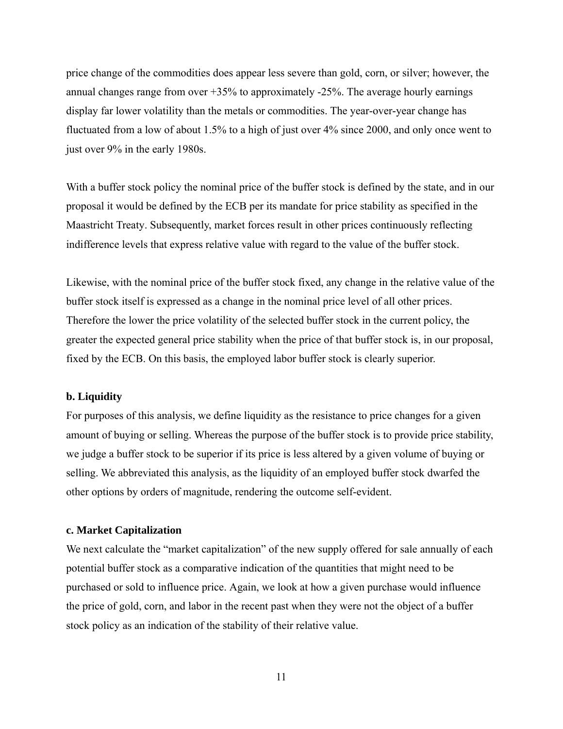price change of the commodities does appear less severe than gold, corn, or silver; however, the annual changes range from over +35% to approximately -25%. The average hourly earnings display far lower volatility than the metals or commodities. The year-over-year change has fluctuated from a low of about 1.5% to a high of just over 4% since 2000, and only once went to just over 9% in the early 1980s.

With a buffer stock policy the nominal price of the buffer stock is defined by the state, and in our proposal it would be defined by the ECB per its mandate for price stability as specified in the Maastricht Treaty. Subsequently, market forces result in other prices continuously reflecting indifference levels that express relative value with regard to the value of the buffer stock.

Likewise, with the nominal price of the buffer stock fixed, any change in the relative value of the buffer stock itself is expressed as a change in the nominal price level of all other prices. Therefore the lower the price volatility of the selected buffer stock in the current policy, the greater the expected general price stability when the price of that buffer stock is, in our proposal, fixed by the ECB. On this basis, the employed labor buffer stock is clearly superior.

**b. Liquidity**

For purposes of this analysis, we define liquidity as the resistance to price changes for a given amount of buying or selling. Whereas the purpose of the buffer stock is to provide price stability, we judge a buffer stock to be superior if its price is less altered by a given volume of buying or selling. We abbreviated this analysis, as the liquidity of an employed buffer stock dwarfed the other options by orders of magnitude, rendering the outcome self-evident.

**c. Market Capitalization**

We next calculate the "market capitalization" of the new supply offered for sale annually of each potential buffer stock as a comparative indication of the quantities that might need to be purchased or sold to influence price. Again, we look at how a given purchase would influence the price of gold, corn, and labor in the recent past when they were not the object of a buffer stock policy as an indication of the stability of their relative value.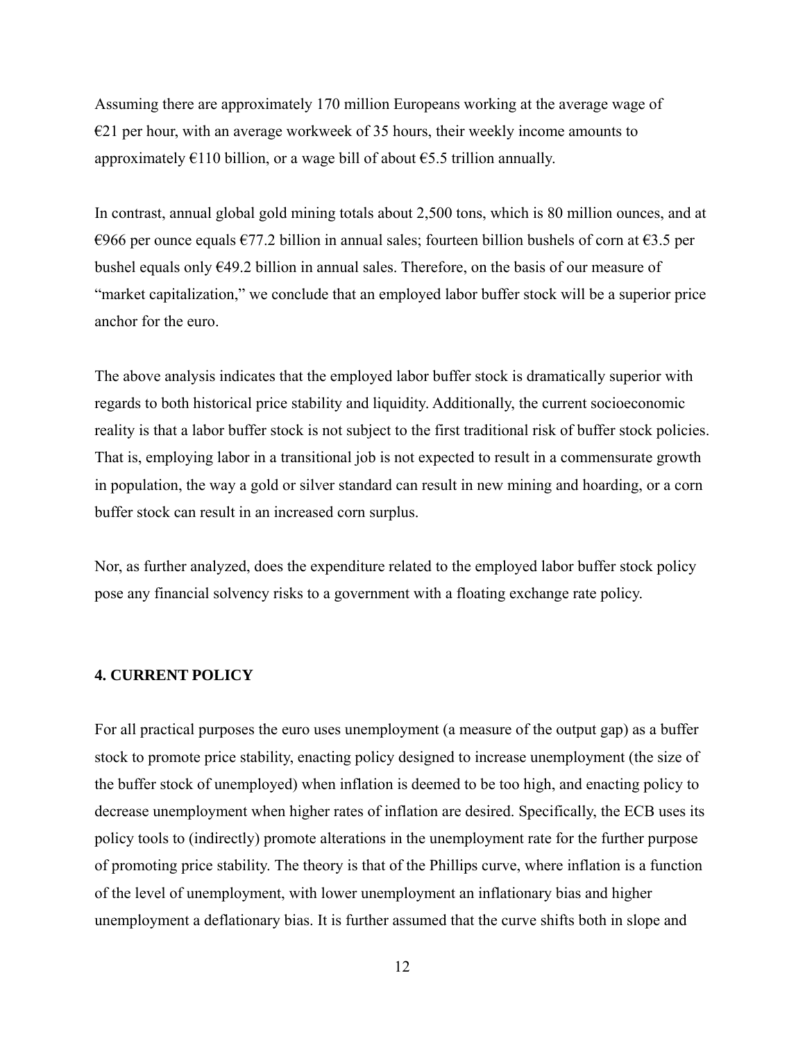Assuming there are approximately 170 million Europeans working at the average wage of €21 per hour, with an average workweek of 35 hours, their weekly income amounts to approximately €110 billion, or a wage bill of about €5.5 trillion annually.

In contrast, annual global gold mining totals about 2,500 tons, which is 80 million ounces, and at €966 per ounce equals €77.2 billion in annual sales; fourteen billion bushels of corn at €3.5 per bushel equals only €49.2 billion in annual sales. Therefore, on the basis of our measure of "market capitalization," we conclude that an employed labor buffer stock will be a superior price anchor for the euro.

The above analysis indicates that the employed labor buffer stock is dramatically superior with regards to both historical price stability and liquidity. Additionally, the current socioeconomic reality is that a labor buffer stock is not subject to the first traditional risk of buffer stock policies. That is, employing labor in a transitional job is not expected to result in a commensurate growth in population, the way a gold or silver standard can result in new mining and hoarding, or a corn buffer stock can result in an increased corn surplus.

Nor, as further analyzed, does the expenditure related to the employed labor buffer stock policy pose any financial solvency risks to a government with a floating exchange rate policy.

## 4. CURRENT POLICY

For all practical purposes the euro uses unemployment (a measure of the output gap) as a buffer stock to promote price stability, enacting policy designed to increase unemployment (the size of the buffer stock of unemployed) when inflation is deemed to be too high, and enacting policy to decrease unemployment when higher rates of inflation are desired. Specifically, the ECB uses its policy tools to (indirectly) promote alterations in the unemployment rate for the further purpose of promoting price stability. The theory is that of the Phillips curve, where inflation is a function of the level of unemployment, with lower unemployment an inflationary bias and higher unemployment a deflationary bias. It is further assumed that the curve shifts both in slope and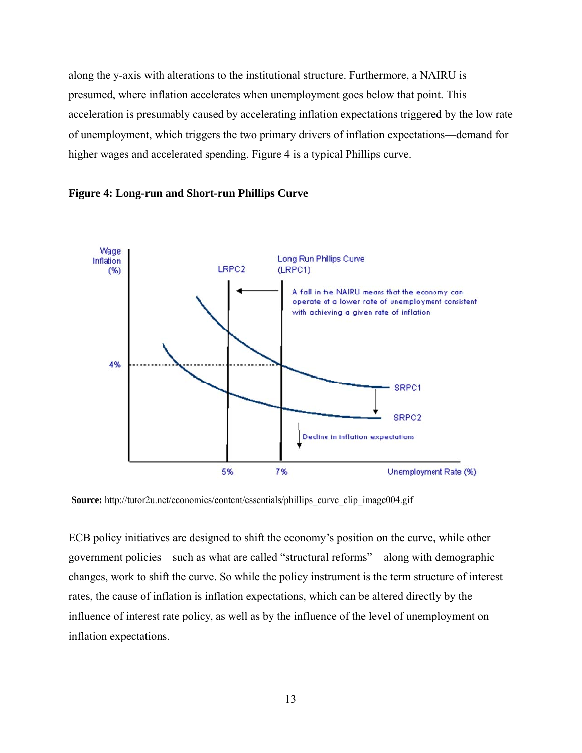along the y-axis with alterations to the institutional structure. Furthermore, a NAIRU is presumed, where inflation accelerates when unemployment goes below that point. This acceleration is presumably caused by accelerating inflation expectations triggered by the low rate of unemployment, which triggers the two primary drivers of inflation expectations—demand for higher wages and accelerated spending. Figure 4 is a typical Phillips curve.

**Figure 4: Long-run and Short-run Phillips Curve**

**Source:** http://tutor2u.net/economics/content/essentials/phillips_curve_clip_image004.gif

ECB policy initiatives are designed to shift the economy's position on the curve, while other government policies—such as what are called "structural reforms"—along with demographic changes, work to shift the curve. So while the policy instrument is the term structure of interest rates, the cause of inflation is inflation expectations, which can be altered directly by the influence of interest rate policy, as well as by the influence of the level of unemployment on inflation expectations.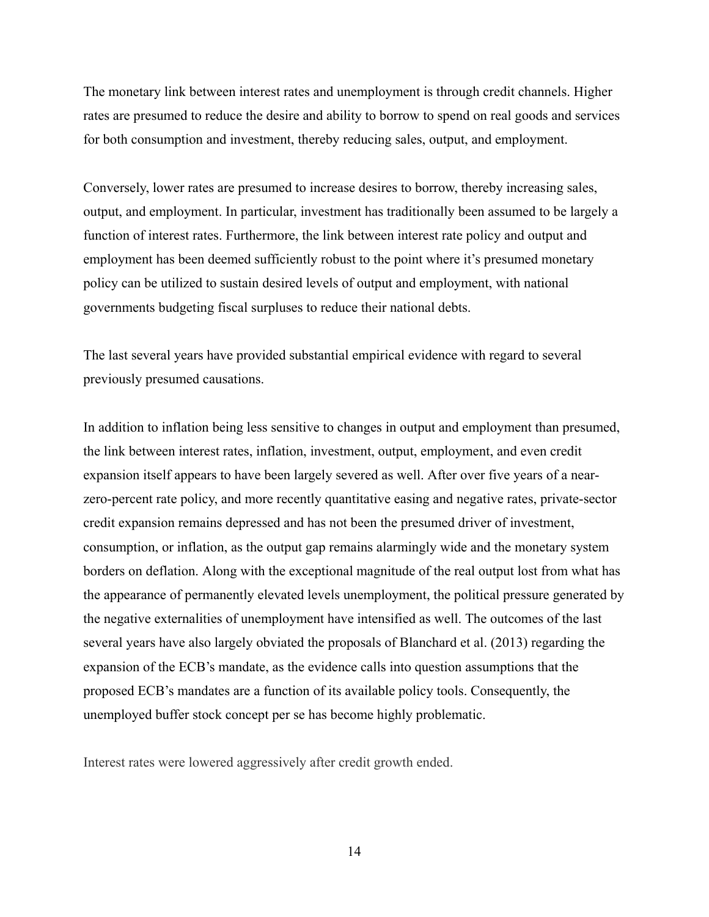The monetary link between interest rates and unemployment is through credit channels. Higher rates are presumed to reduce the desire and ability to borrow to spend on real goods and services for both consumption and investment, thereby reducing sales, output, and employment.

Conversely, lower rates are presumed to increase desires to borrow, thereby increasing sales, output, and employment. In particular, investment has traditionally been assumed to be largely a function of interest rates. Furthermore, the link between interest rate policy and output and employment has been deemed sufficiently robust to the point where it's presumed monetary policy can be utilized to sustain desired levels of output and employment, with national governments budgeting fiscal surpluses to reduce their national debts.

The last several years have provided substantial empirical evidence with regard to several previously presumed causations.

In addition to inflation being less sensitive to changes in output and employment than presumed, the link between interest rates, inflation, investment, output, employment, and even credit expansion itself appears to have been largely severed as well. After over five years of a near-zero-percent rate policy, and more recently quantitative easing and negative rates, private-sector credit expansion remains depressed and has not been the presumed driver of investment, consumption, or inflation, as the output gap remains alarmingly wide and the monetary system borders on deflation. Along with the exceptional magnitude of the real output lost from what has the appearance of permanently elevated levels unemployment, the political pressure generated by the negative externalities of unemployment have intensified as well. The outcomes of the last several years have also largely obviated the proposals of Blanchard et al. (2013) regarding the expansion of the ECB's mandate, as the evidence calls into question assumptions that the proposed ECB's mandates are a function of its available policy tools. Consequently, the unemployed buffer stock concept per se has become highly problematic.

Interest rates were lowered aggressively after credit growth ended.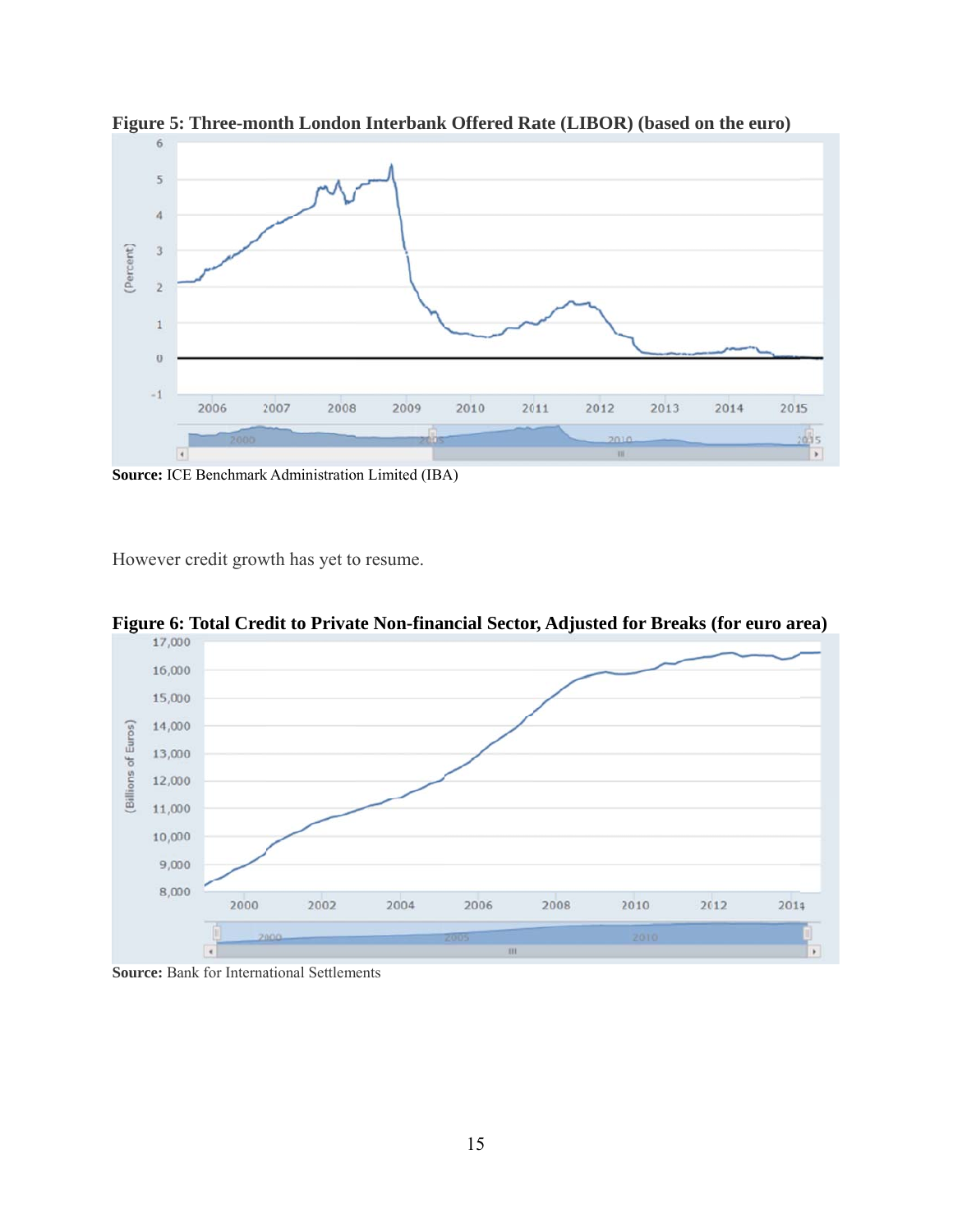**Figure 5: Three-month London Interbank Offered Rate (LIBOR) (based on the euro)**

**Source:** ICE Benchmark Administration Limited (IBA)

However credit growth has yet to resume.

**Figure 6: Total Credit to Private Non-financial Sector, Adjusted for Breaks (for euro area)**

**Source:** Bank for International Settlements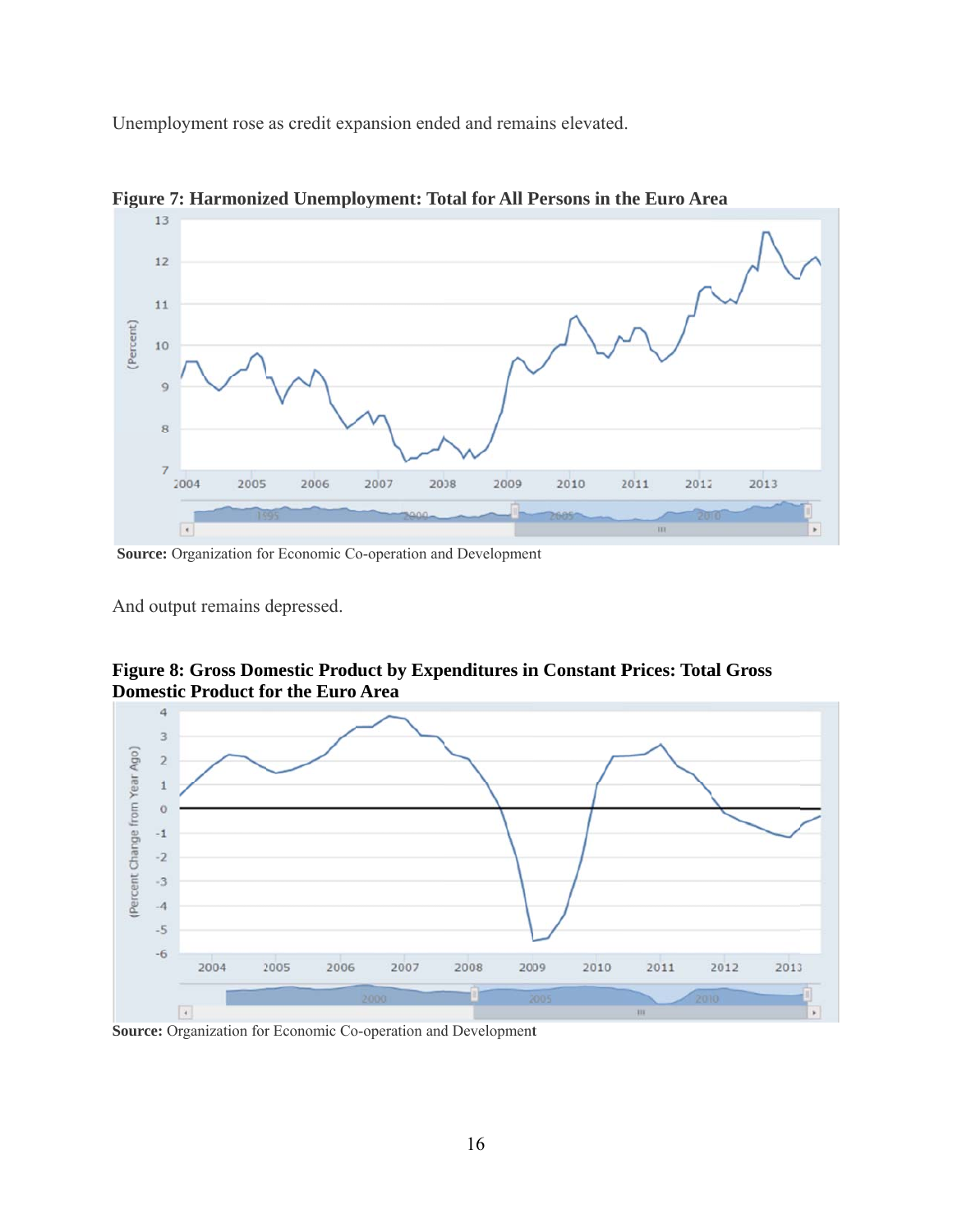Unemployment rose as credit expansion ended and remains elevated.

**Figure 7: Harmonized Unemployment: Total for All Persons in the Euro Area**

**Source:** Organization for Economic Co-operation and Development

And output remains depressed.

**Figure 8: Gross Domestic Product by Expenditures in Constant Prices: Total Gross Domestic Product for the Euro Area**

**Source:** Organization for Economic Co-operation and Development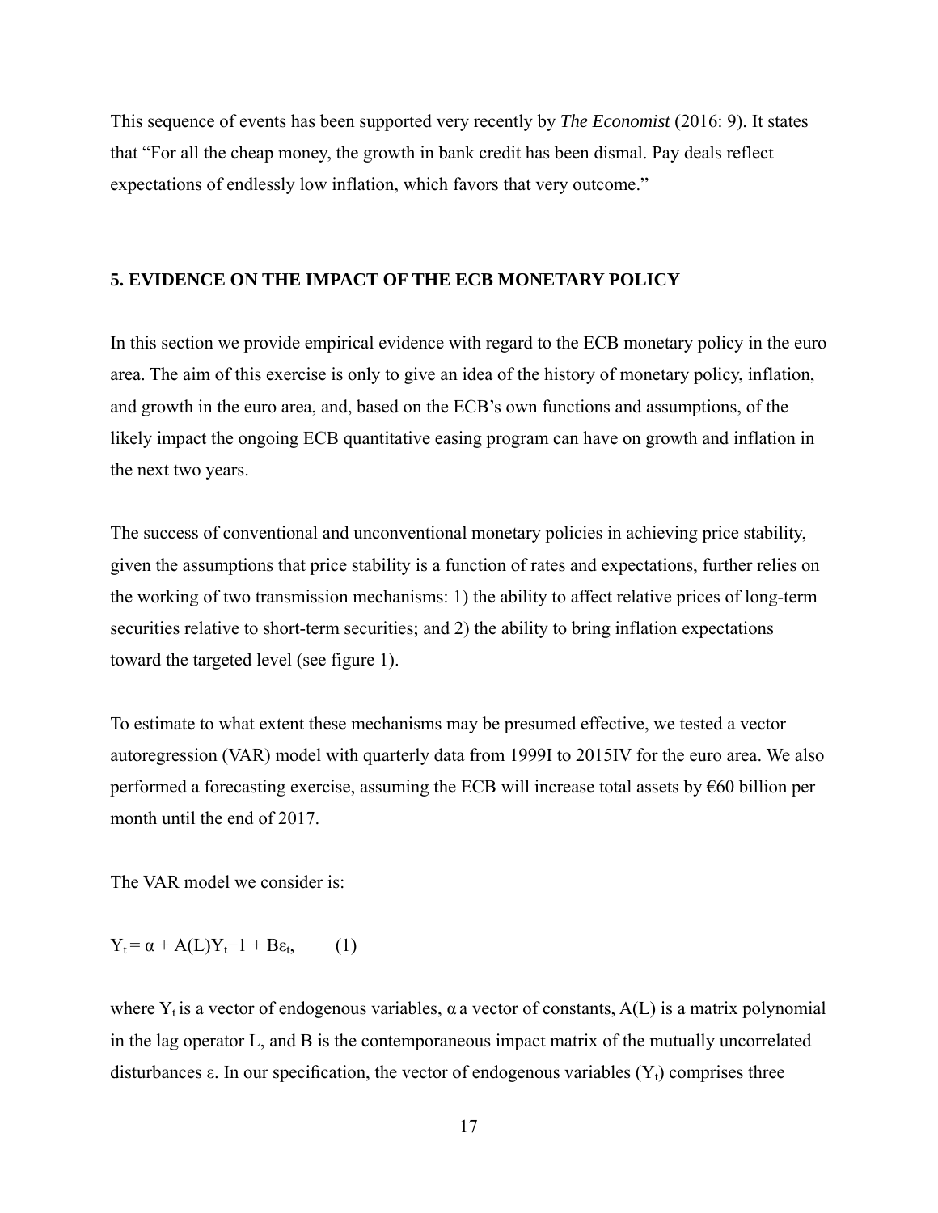This sequence of events has been supported very recently by *The Economist* (2016: 9). It states that "For all the cheap money, the growth in bank credit has been dismal. Pay deals reflect expectations of endlessly low inflation, which favors that very outcome."

## 5. EVIDENCE ON THE IMPACT OF THE ECB MONETARY POLICY

In this section we provide empirical evidence with regard to the ECB monetary policy in the euro area. The aim of this exercise is only to give an idea of the history of monetary policy, inflation, and growth in the euro area, and, based on the ECB's own functions and assumptions, of the likely impact the ongoing ECB quantitative easing program can have on growth and inflation in the next two years.

The success of conventional and unconventional monetary policies in achieving price stability, given the assumptions that price stability is a function of rates and expectations, further relies on the working of two transmission mechanisms: 1) the ability to affect relative prices of long-term securities relative to short-term securities; and 2) the ability to bring inflation expectations toward the targeted level (see figure 1).

To estimate to what extent these mechanisms may be presumed effective, we tested a vector autoregression (VAR) model with quarterly data from 1999I to 2015IV for the euro area. We also performed a forecasting exercise, assuming the ECB will increase total assets by €60 billion per month until the end of 2017.

The VAR model we consider is:

$$Y_t = \alpha + A(L)Y_{t-1} + B\varepsilon_t, \qquad (1)$$

where $Y_t$ is a vector of endogenous variables, $\alpha$ a vector of constants, $A(L)$ is a matrix polynomial in the lag operator L, and B is the contemporaneous impact matrix of the mutually uncorrelated disturbances $\varepsilon$. In our specification, the vector of endogenous variables ($Y_t$) comprises three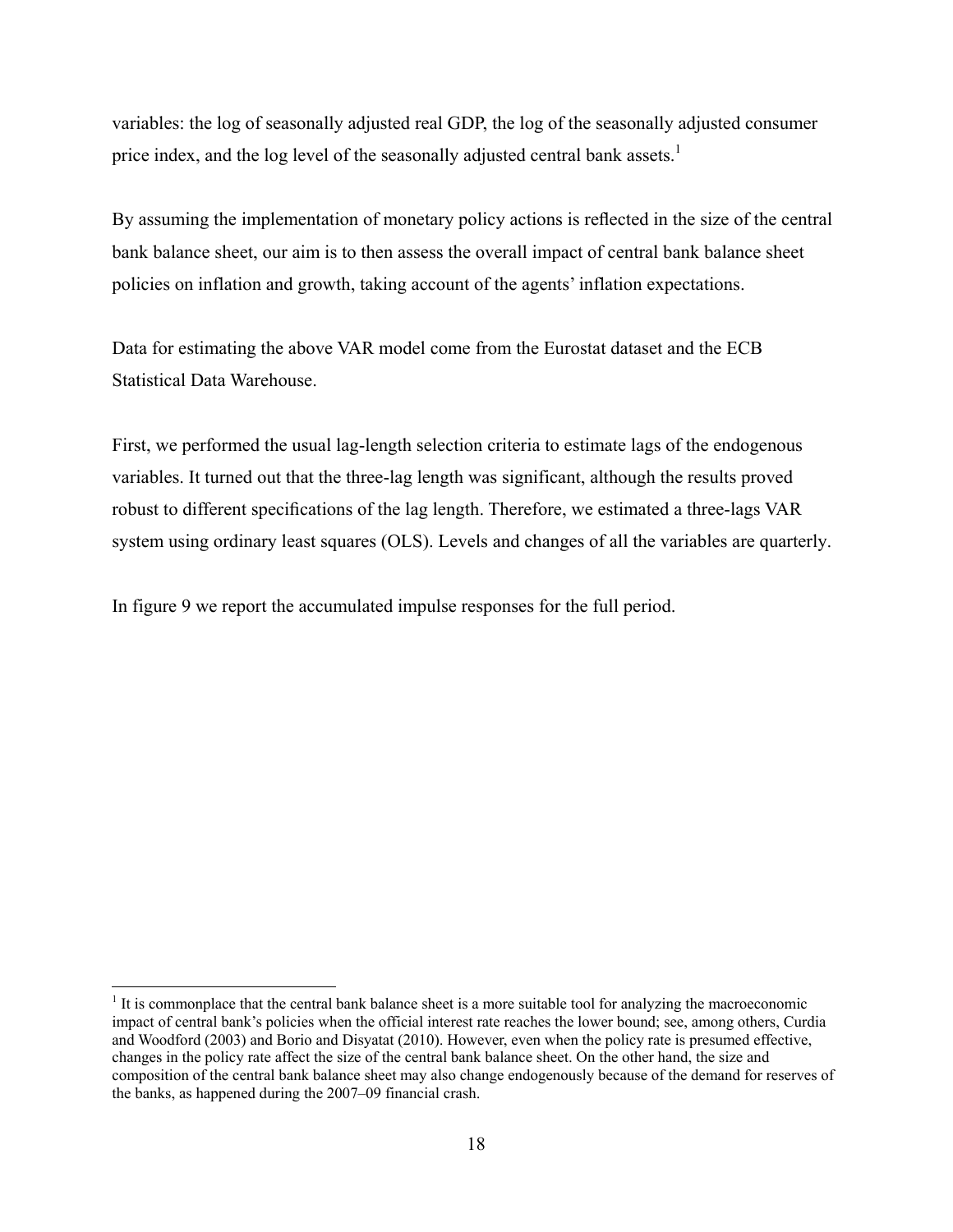variables: the log of seasonally adjusted real GDP, the log of the seasonally adjusted consumer price index, and the log level of the seasonally adjusted central bank assets.[1]

By assuming the implementation of monetary policy actions is reflected in the size of the central bank balance sheet, our aim is to then assess the overall impact of central bank balance sheet policies on inflation and growth, taking account of the agents' inflation expectations.

Data for estimating the above VAR model come from the Eurostat dataset and the ECB Statistical Data Warehouse.

First, we performed the usual lag-length selection criteria to estimate lags of the endogenous variables. It turned out that the three-lag length was significant, although the results proved robust to different specifications of the lag length. Therefore, we estimated a three-lags VAR system using ordinary least squares (OLS). Levels and changes of all the variables are quarterly.

In figure 9 we report the accumulated impulse responses for the full period.

---

[1] It is commonplace that the central bank balance sheet is a more suitable tool for analyzing the macroeconomic impact of central bank's policies when the official interest rate reaches the lower bound; see, among others, Curdia and Woodford (2003) and Borio and Disyatat (2010). However, even when the policy rate is presumed effective, changes in the policy rate affect the size of the central bank balance sheet. On the other hand, the size and composition of the central bank balance sheet may also change endogenously because of the demand for reserves of the banks, as happened during the 2007–09 financial crash.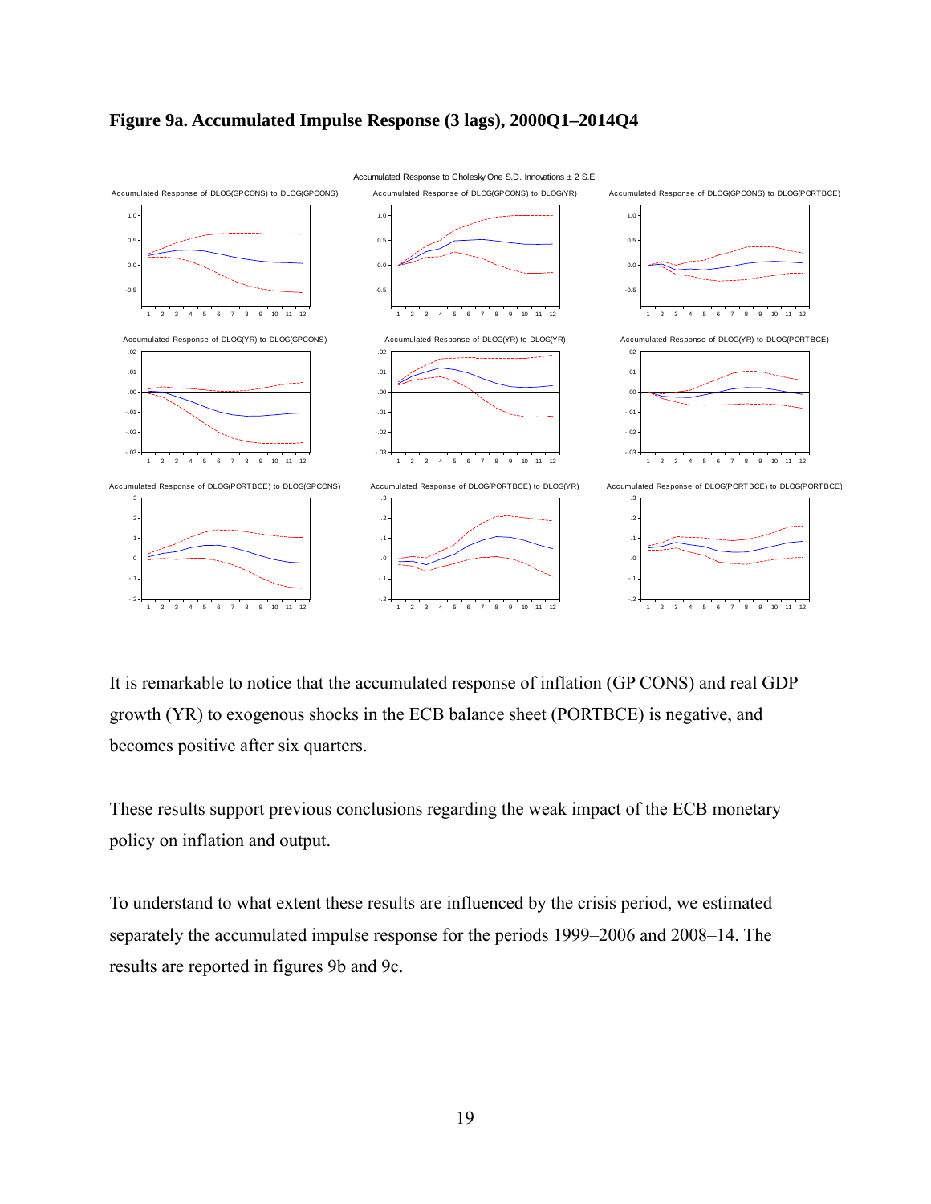**Figure 9a. Accumulated Impulse Response (3 lags), 2000Q1–2014Q4**

It is remarkable to notice that the accumulated response of inflation (GP CONS) and real GDP growth (YR) to exogenous shocks in the ECB balance sheet (PORTBCE) is negative, and becomes positive after six quarters.

These results support previous conclusions regarding the weak impact of the ECB monetary policy on inflation and output.

To understand to what extent these results are influenced by the crisis period, we estimated separately the accumulated impulse response for the periods 1999–2006 and 2008–14. The results are reported in figures 9b and 9c.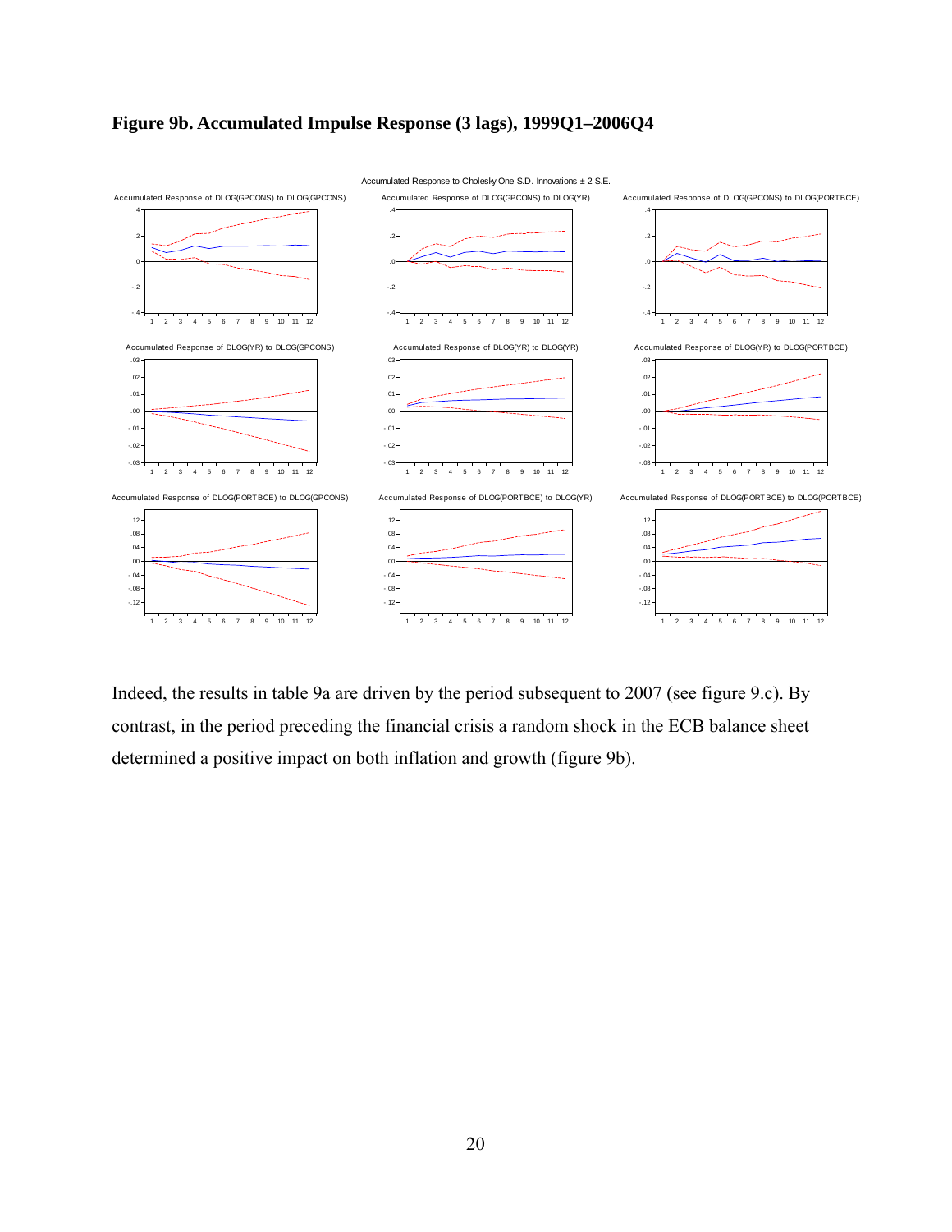**Figure 9b. Accumulated Impulse Response (3 lags), 1999Q1–2006Q4**

Indeed, the results in table 9a are driven by the period subsequent to 2007 (see figure 9.c). By contrast, in the period preceding the financial crisis a random shock in the ECB balance sheet determined a positive impact on both inflation and growth (figure 9b).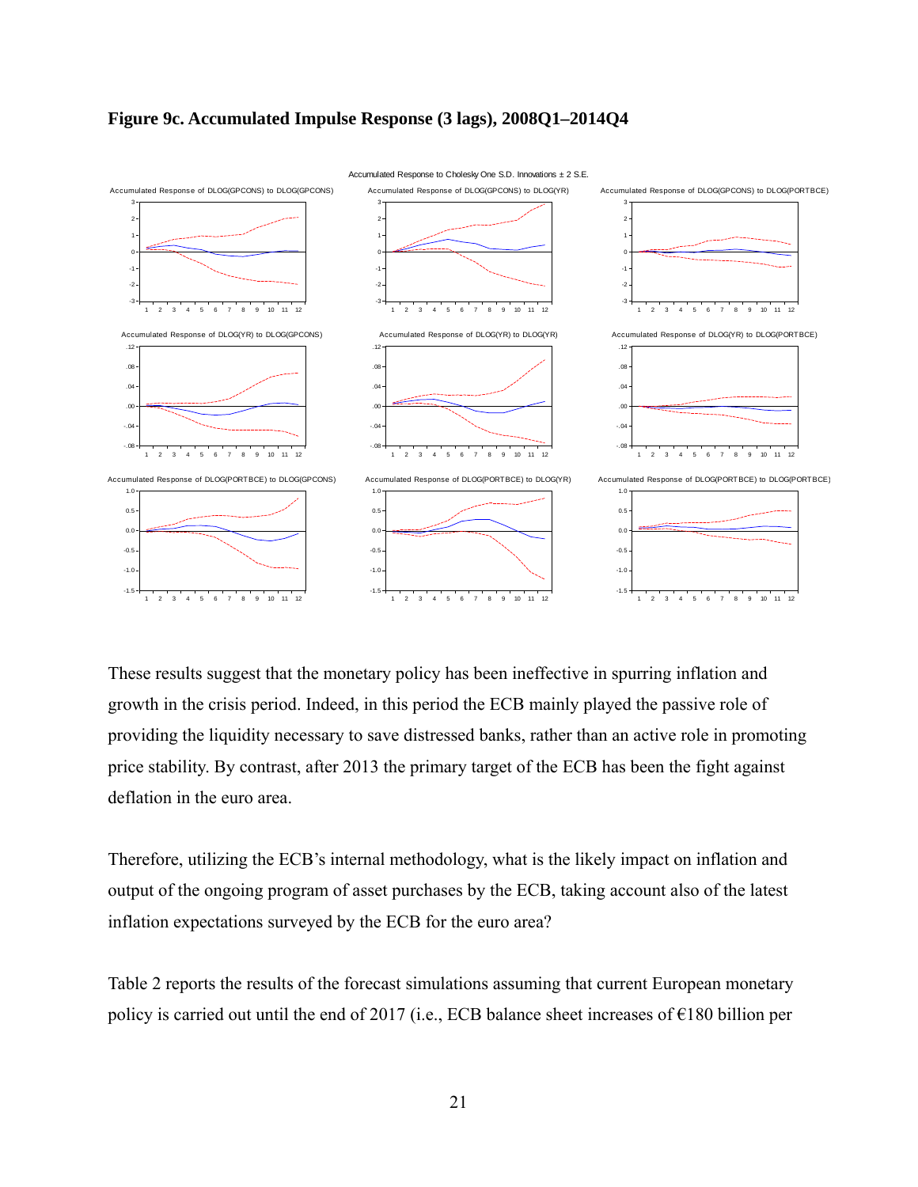**Figure 9c. Accumulated Impulse Response (3 lags), 2008Q1–2014Q4**

These results suggest that the monetary policy has been ineffective in spurring inflation and growth in the crisis period. Indeed, in this period the ECB mainly played the passive role of providing the liquidity necessary to save distressed banks, rather than an active role in promoting price stability. By contrast, after 2013 the primary target of the ECB has been the fight against deflation in the euro area.

Therefore, utilizing the ECB's internal methodology, what is the likely impact on inflation and output of the ongoing program of asset purchases by the ECB, taking account also of the latest inflation expectations surveyed by the ECB for the euro area?

Table 2 reports the results of the forecast simulations assuming that current European monetary policy is carried out until the end of 2017 (i.e., ECB balance sheet increases of €180 billion per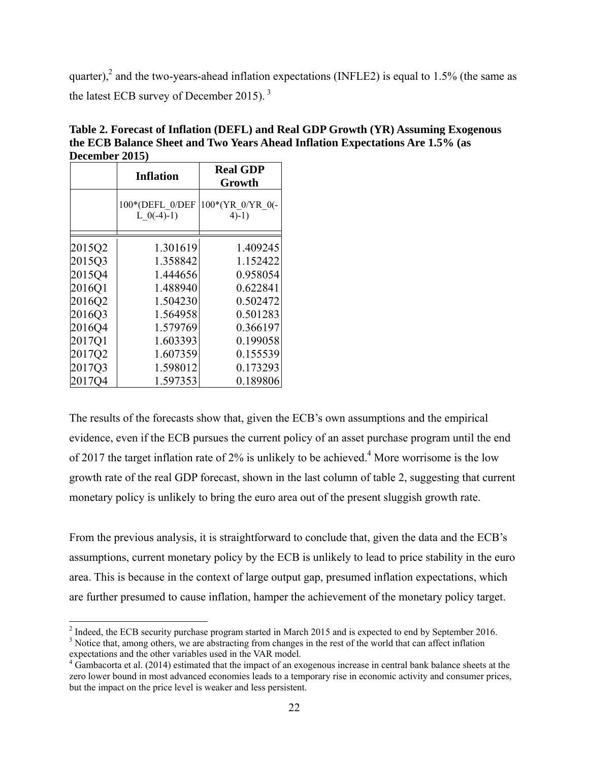quarter),[2] and the two-years-ahead inflation expectations (INFLE2) is equal to 1.5% (the same as the latest ECB survey of December 2015). [3]

**Table 2. Forecast of Inflation (DEFL) and Real GDP Growth (YR) Assuming Exogenous the ECB Balance Sheet and Two Years Ahead Inflation Expectations Are 1.5% (as December 2015)**

| | Inflation | Real GDP Growth |
|---|---|---|
| | 100*(DEFL_0/DEFL_0(-4)-1) | 100*(YR_0/YR_0(-4)-1) |
| 2015Q2 | 1.301619 | 1.409245 |
| 2015Q3 | 1.358842 | 1.152422 |
| 2015Q4 | 1.444656 | 0.958054 |
| 2016Q1 | 1.488940 | 0.622841 |
| 2016Q2 | 1.504230 | 0.502472 |
| 2016Q3 | 1.564958 | 0.501283 |
| 2016Q4 | 1.579769 | 0.366197 |
| 2017Q1 | 1.603393 | 0.199058 |
| 2017Q2 | 1.607359 | 0.155539 |
| 2017Q3 | 1.598012 | 0.173293 |
| 2017Q4 | 1.597353 | 0.189806 |

The results of the forecasts show that, given the ECB's own assumptions and the empirical evidence, even if the ECB pursues the current policy of an asset purchase program until the end of 2017 the target inflation rate of 2% is unlikely to be achieved.[4] More worrisome is the low growth rate of the real GDP forecast, shown in the last column of table 2, suggesting that current monetary policy is unlikely to bring the euro area out of the present sluggish growth rate.

From the previous analysis, it is straightforward to conclude that, given the data and the ECB's assumptions, current monetary policy by the ECB is unlikely to lead to price stability in the euro area. This is because in the context of large output gap, presumed inflation expectations, which are further presumed to cause inflation, hamper the achievement of the monetary policy target.

[2] Indeed, the ECB security purchase program started in March 2015 and is expected to end by September 2016.

[3] Notice that, among others, we are abstracting from changes in the rest of the world that can affect inflation expectations and the other variables used in the VAR model.

[4] Gambacorta et al. (2014) estimated that the impact of an exogenous increase in central bank balance sheets at the zero lower bound in most advanced economies leads to a temporary rise in economic activity and consumer prices, but the impact on the price level is weaker and less persistent.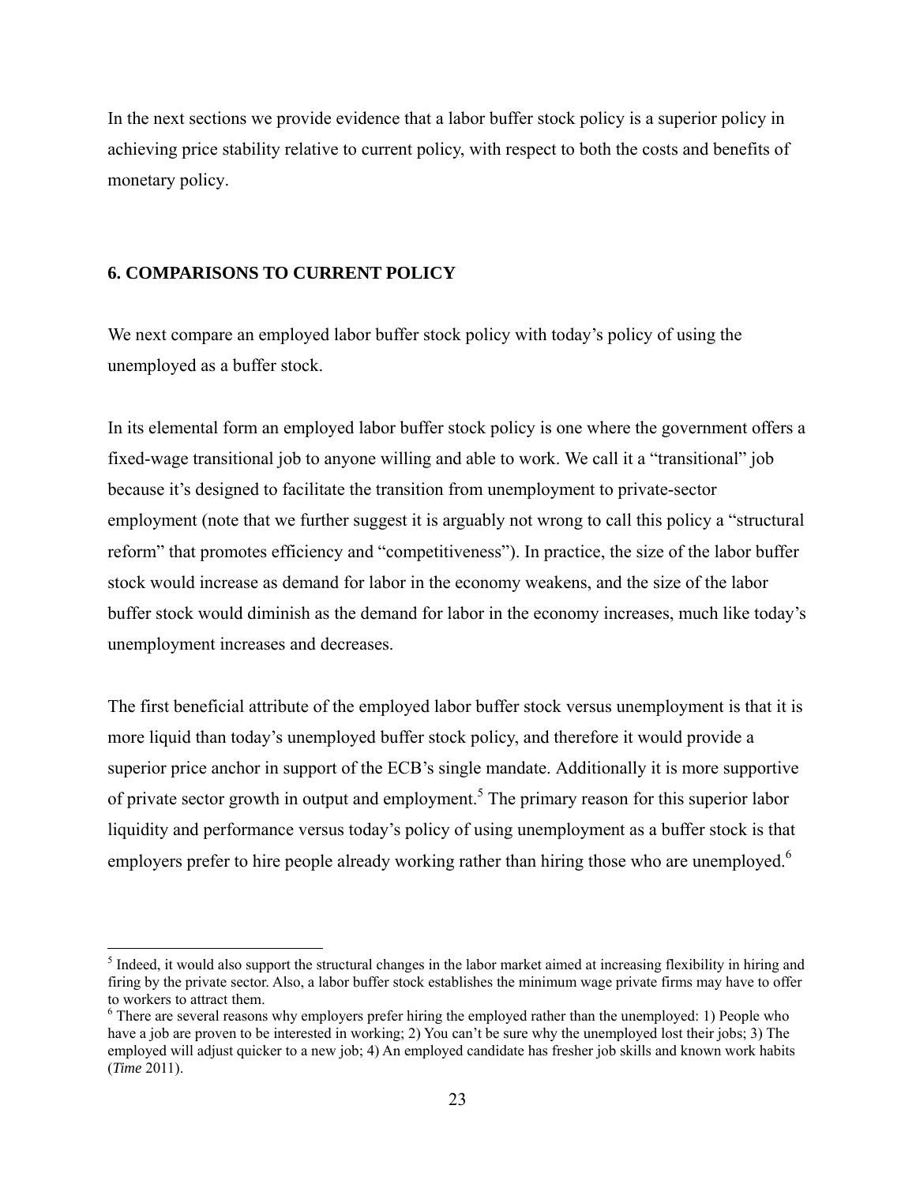In the next sections we provide evidence that a labor buffer stock policy is a superior policy in achieving price stability relative to current policy, with respect to both the costs and benefits of monetary policy.

## 6. COMPARISONS TO CURRENT POLICY

We next compare an employed labor buffer stock policy with today's policy of using the unemployed as a buffer stock.

In its elemental form an employed labor buffer stock policy is one where the government offers a fixed-wage transitional job to anyone willing and able to work. We call it a "transitional" job because it's designed to facilitate the transition from unemployment to private-sector employment (note that we further suggest it is arguably not wrong to call this policy a "structural reform" that promotes efficiency and "competitiveness"). In practice, the size of the labor buffer stock would increase as demand for labor in the economy weakens, and the size of the labor buffer stock would diminish as the demand for labor in the economy increases, much like today's unemployment increases and decreases.

The first beneficial attribute of the employed labor buffer stock versus unemployment is that it is more liquid than today's unemployed buffer stock policy, and therefore it would provide a superior price anchor in support of the ECB's single mandate. Additionally it is more supportive of private sector growth in output and employment.[5] The primary reason for this superior labor liquidity and performance versus today's policy of using unemployment as a buffer stock is that employers prefer to hire people already working rather than hiring those who are unemployed.[6]

---

[5] Indeed, it would also support the structural changes in the labor market aimed at increasing flexibility in hiring and firing by the private sector. Also, a labor buffer stock establishes the minimum wage private firms may have to offer to workers to attract them.

[6] There are several reasons why employers prefer hiring the employed rather than the unemployed: 1) People who have a job are proven to be interested in working; 2) You can't be sure why the unemployed lost their jobs; 3) The employed will adjust quicker to a new job; 4) An employed candidate has fresher job skills and known work habits (*Time* 2011).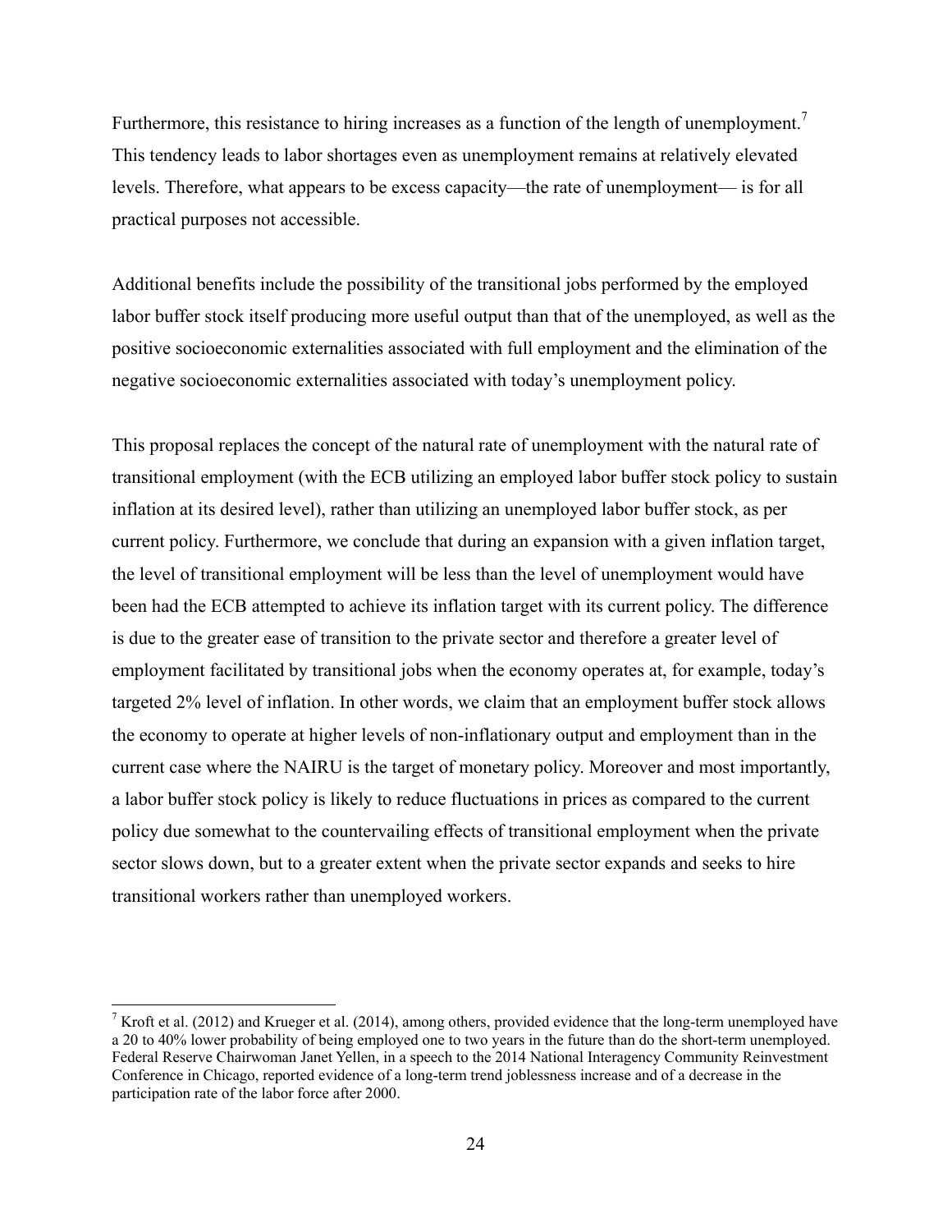Furthermore, this resistance to hiring increases as a function of the length of unemployment.[7] This tendency leads to labor shortages even as unemployment remains at relatively elevated levels. Therefore, what appears to be excess capacity—the rate of unemployment— is for all practical purposes not accessible.

Additional benefits include the possibility of the transitional jobs performed by the employed labor buffer stock itself producing more useful output than that of the unemployed, as well as the positive socioeconomic externalities associated with full employment and the elimination of the negative socioeconomic externalities associated with today's unemployment policy.

This proposal replaces the concept of the natural rate of unemployment with the natural rate of transitional employment (with the ECB utilizing an employed labor buffer stock policy to sustain inflation at its desired level), rather than utilizing an unemployed labor buffer stock, as per current policy. Furthermore, we conclude that during an expansion with a given inflation target, the level of transitional employment will be less than the level of unemployment would have been had the ECB attempted to achieve its inflation target with its current policy. The difference is due to the greater ease of transition to the private sector and therefore a greater level of employment facilitated by transitional jobs when the economy operates at, for example, today's targeted 2% level of inflation. In other words, we claim that an employment buffer stock allows the economy to operate at higher levels of non-inflationary output and employment than in the current case where the NAIRU is the target of monetary policy. Moreover and most importantly, a labor buffer stock policy is likely to reduce fluctuations in prices as compared to the current policy due somewhat to the countervailing effects of transitional employment when the private sector slows down, but to a greater extent when the private sector expands and seeks to hire transitional workers rather than unemployed workers.

[7] Kroft et al. (2012) and Krueger et al. (2014), among others, provided evidence that the long-term unemployed have a 20 to 40% lower probability of being employed one to two years in the future than do the short-term unemployed. Federal Reserve Chairwoman Janet Yellen, in a speech to the 2014 National Interagency Community Reinvestment Conference in Chicago, reported evidence of a long-term trend joblessness increase and of a decrease in the participation rate of the labor force after 2000.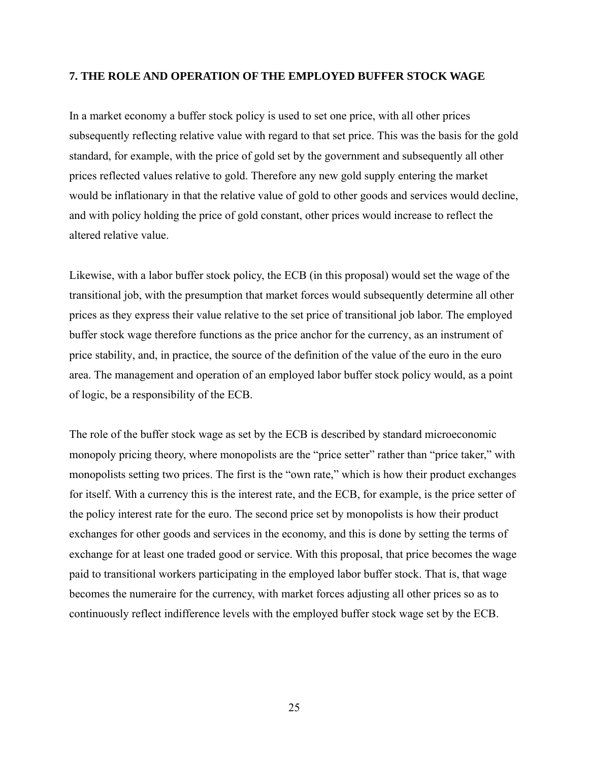## 7. THE ROLE AND OPERATION OF THE EMPLOYED BUFFER STOCK WAGE

In a market economy a buffer stock policy is used to set one price, with all other prices subsequently reflecting relative value with regard to that set price. This was the basis for the gold standard, for example, with the price of gold set by the government and subsequently all other prices reflected values relative to gold. Therefore any new gold supply entering the market would be inflationary in that the relative value of gold to other goods and services would decline, and with policy holding the price of gold constant, other prices would increase to reflect the altered relative value.

Likewise, with a labor buffer stock policy, the ECB (in this proposal) would set the wage of the transitional job, with the presumption that market forces would subsequently determine all other prices as they express their value relative to the set price of transitional job labor. The employed buffer stock wage therefore functions as the price anchor for the currency, as an instrument of price stability, and, in practice, the source of the definition of the value of the euro in the euro area. The management and operation of an employed labor buffer stock policy would, as a point of logic, be a responsibility of the ECB.

The role of the buffer stock wage as set by the ECB is described by standard microeconomic monopoly pricing theory, where monopolists are the "price setter" rather than "price taker," with monopolists setting two prices. The first is the "own rate," which is how their product exchanges for itself. With a currency this is the interest rate, and the ECB, for example, is the price setter of the policy interest rate for the euro. The second price set by monopolists is how their product exchanges for other goods and services in the economy, and this is done by setting the terms of exchange for at least one traded good or service. With this proposal, that price becomes the wage paid to transitional workers participating in the employed labor buffer stock. That is, that wage becomes the numeraire for the currency, with market forces adjusting all other prices so as to continuously reflect indifference levels with the employed buffer stock wage set by the ECB.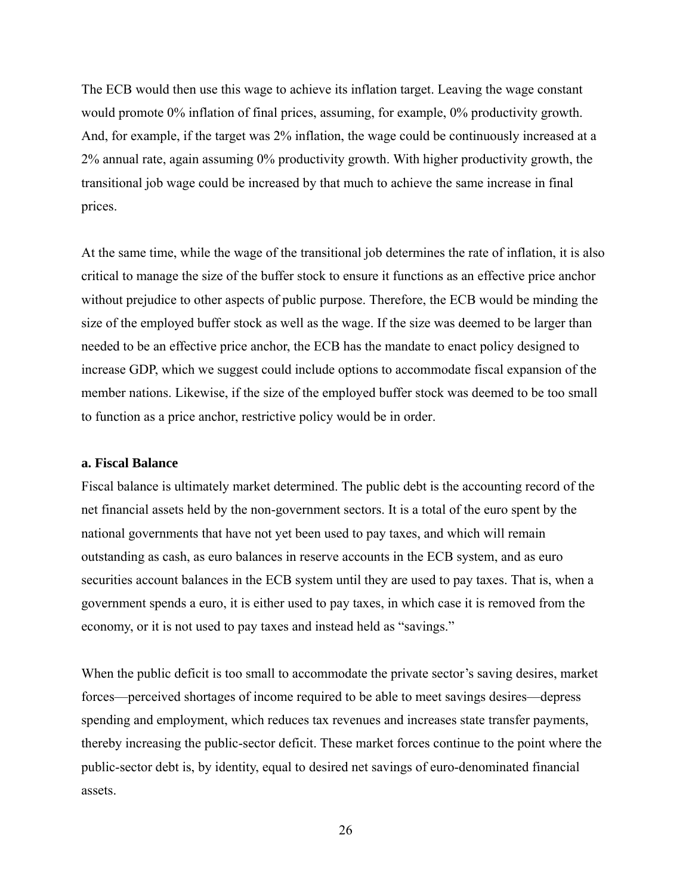The ECB would then use this wage to achieve its inflation target. Leaving the wage constant would promote 0% inflation of final prices, assuming, for example, 0% productivity growth. And, for example, if the target was 2% inflation, the wage could be continuously increased at a 2% annual rate, again assuming 0% productivity growth. With higher productivity growth, the transitional job wage could be increased by that much to achieve the same increase in final prices.

At the same time, while the wage of the transitional job determines the rate of inflation, it is also critical to manage the size of the buffer stock to ensure it functions as an effective price anchor without prejudice to other aspects of public purpose. Therefore, the ECB would be minding the size of the employed buffer stock as well as the wage. If the size was deemed to be larger than needed to be an effective price anchor, the ECB has the mandate to enact policy designed to increase GDP, which we suggest could include options to accommodate fiscal expansion of the member nations. Likewise, if the size of the employed buffer stock was deemed to be too small to function as a price anchor, restrictive policy would be in order.

**a. Fiscal Balance**

Fiscal balance is ultimately market determined. The public debt is the accounting record of the net financial assets held by the non-government sectors. It is a total of the euro spent by the national governments that have not yet been used to pay taxes, and which will remain outstanding as cash, as euro balances in reserve accounts in the ECB system, and as euro securities account balances in the ECB system until they are used to pay taxes. That is, when a government spends a euro, it is either used to pay taxes, in which case it is removed from the economy, or it is not used to pay taxes and instead held as "savings."

When the public deficit is too small to accommodate the private sector's saving desires, market forces—perceived shortages of income required to be able to meet savings desires—depress spending and employment, which reduces tax revenues and increases state transfer payments, thereby increasing the public-sector deficit. These market forces continue to the point where the public-sector debt is, by identity, equal to desired net savings of euro-denominated financial assets.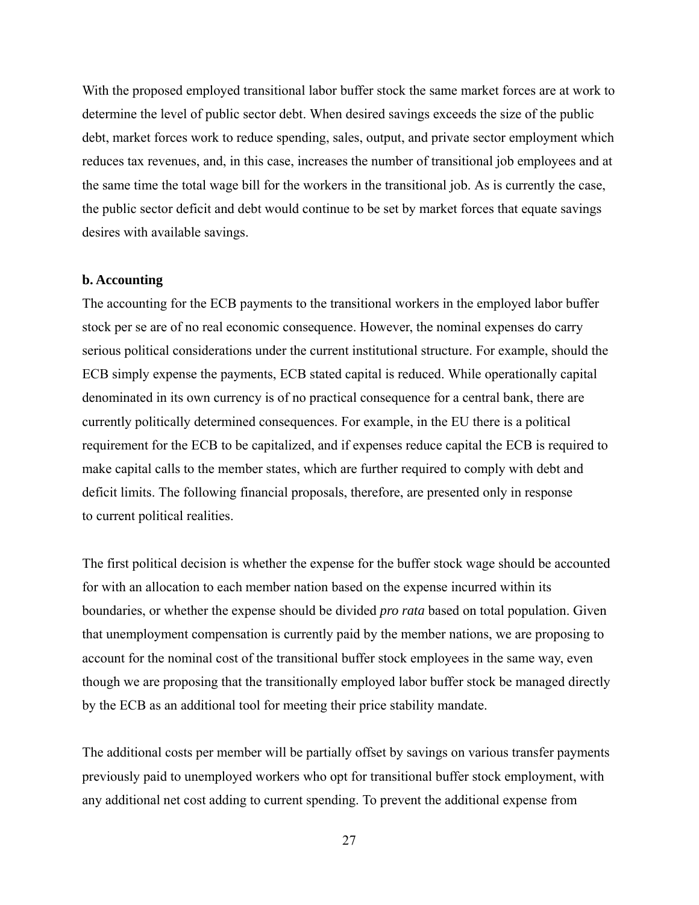With the proposed employed transitional labor buffer stock the same market forces are at work to determine the level of public sector debt. When desired savings exceeds the size of the public debt, market forces work to reduce spending, sales, output, and private sector employment which reduces tax revenues, and, in this case, increases the number of transitional job employees and at the same time the total wage bill for the workers in the transitional job. As is currently the case, the public sector deficit and debt would continue to be set by market forces that equate savings desires with available savings.

**b. Accounting**

The accounting for the ECB payments to the transitional workers in the employed labor buffer stock per se are of no real economic consequence. However, the nominal expenses do carry serious political considerations under the current institutional structure. For example, should the ECB simply expense the payments, ECB stated capital is reduced. While operationally capital denominated in its own currency is of no practical consequence for a central bank, there are currently politically determined consequences. For example, in the EU there is a political requirement for the ECB to be capitalized, and if expenses reduce capital the ECB is required to make capital calls to the member states, which are further required to comply with debt and deficit limits. The following financial proposals, therefore, are presented only in response to current political realities.

The first political decision is whether the expense for the buffer stock wage should be accounted for with an allocation to each member nation based on the expense incurred within its boundaries, or whether the expense should be divided *pro rata* based on total population. Given that unemployment compensation is currently paid by the member nations, we are proposing to account for the nominal cost of the transitional buffer stock employees in the same way, even though we are proposing that the transitionally employed labor buffer stock be managed directly by the ECB as an additional tool for meeting their price stability mandate.

The additional costs per member will be partially offset by savings on various transfer payments previously paid to unemployed workers who opt for transitional buffer stock employment, with any additional net cost adding to current spending. To prevent the additional expense from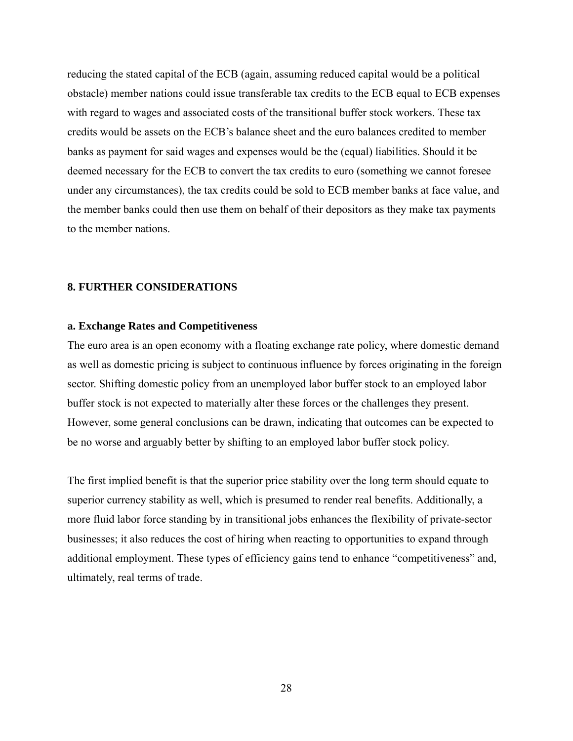reducing the stated capital of the ECB (again, assuming reduced capital would be a political obstacle) member nations could issue transferable tax credits to the ECB equal to ECB expenses with regard to wages and associated costs of the transitional buffer stock workers. These tax credits would be assets on the ECB's balance sheet and the euro balances credited to member banks as payment for said wages and expenses would be the (equal) liabilities. Should it be deemed necessary for the ECB to convert the tax credits to euro (something we cannot foresee under any circumstances), the tax credits could be sold to ECB member banks at face value, and the member banks could then use them on behalf of their depositors as they make tax payments to the member nations.

## 8. FURTHER CONSIDERATIONS

### a. Exchange Rates and Competitiveness

The euro area is an open economy with a floating exchange rate policy, where domestic demand as well as domestic pricing is subject to continuous influence by forces originating in the foreign sector. Shifting domestic policy from an unemployed labor buffer stock to an employed labor buffer stock is not expected to materially alter these forces or the challenges they present. However, some general conclusions can be drawn, indicating that outcomes can be expected to be no worse and arguably better by shifting to an employed labor buffer stock policy.

The first implied benefit is that the superior price stability over the long term should equate to superior currency stability as well, which is presumed to render real benefits. Additionally, a more fluid labor force standing by in transitional jobs enhances the flexibility of private-sector businesses; it also reduces the cost of hiring when reacting to opportunities to expand through additional employment. These types of efficiency gains tend to enhance "competitiveness" and, ultimately, real terms of trade.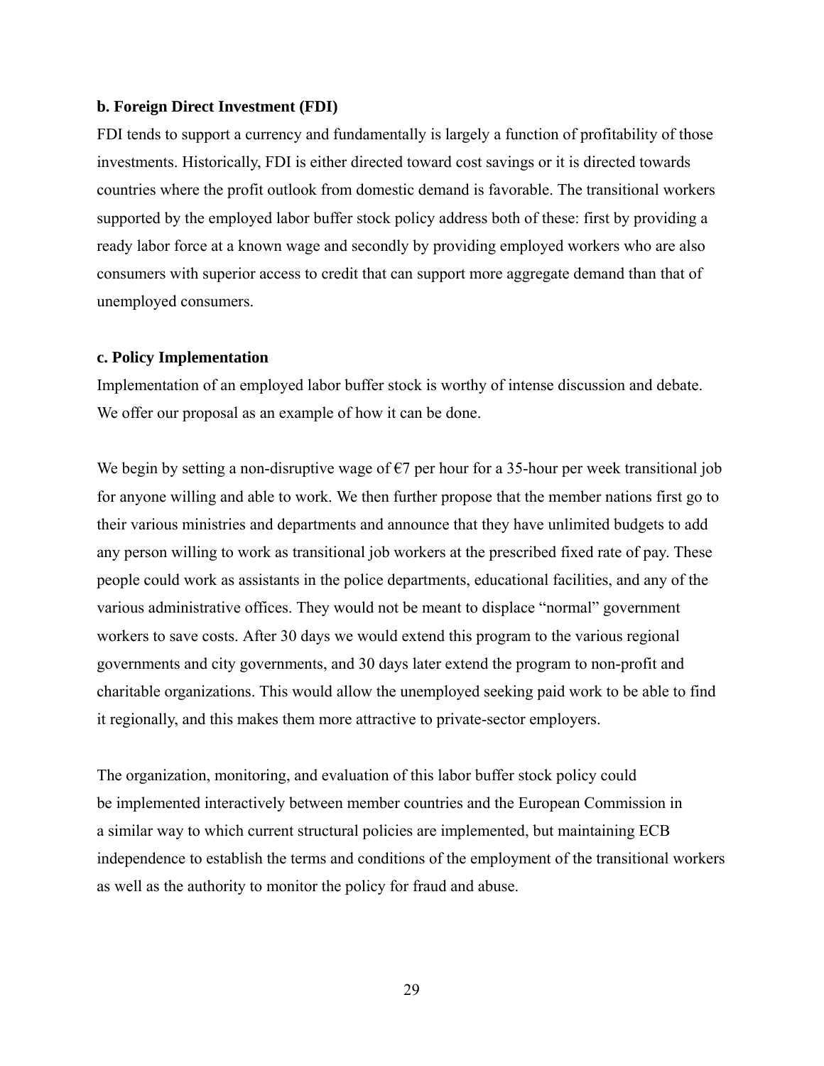**b. Foreign Direct Investment (FDI)**

FDI tends to support a currency and fundamentally is largely a function of profitability of those investments. Historically, FDI is either directed toward cost savings or it is directed towards countries where the profit outlook from domestic demand is favorable. The transitional workers supported by the employed labor buffer stock policy address both of these: first by providing a ready labor force at a known wage and secondly by providing employed workers who are also consumers with superior access to credit that can support more aggregate demand than that of unemployed consumers.

**c. Policy Implementation**

Implementation of an employed labor buffer stock is worthy of intense discussion and debate. We offer our proposal as an example of how it can be done.

We begin by setting a non-disruptive wage of €7 per hour for a 35-hour per week transitional job for anyone willing and able to work. We then further propose that the member nations first go to their various ministries and departments and announce that they have unlimited budgets to add any person willing to work as transitional job workers at the prescribed fixed rate of pay. These people could work as assistants in the police departments, educational facilities, and any of the various administrative offices. They would not be meant to displace "normal" government workers to save costs. After 30 days we would extend this program to the various regional governments and city governments, and 30 days later extend the program to non-profit and charitable organizations. This would allow the unemployed seeking paid work to be able to find it regionally, and this makes them more attractive to private-sector employers.

The organization, monitoring, and evaluation of this labor buffer stock policy could be implemented interactively between member countries and the European Commission in a similar way to which current structural policies are implemented, but maintaining ECB independence to establish the terms and conditions of the employment of the transitional workers as well as the authority to monitor the policy for fraud and abuse.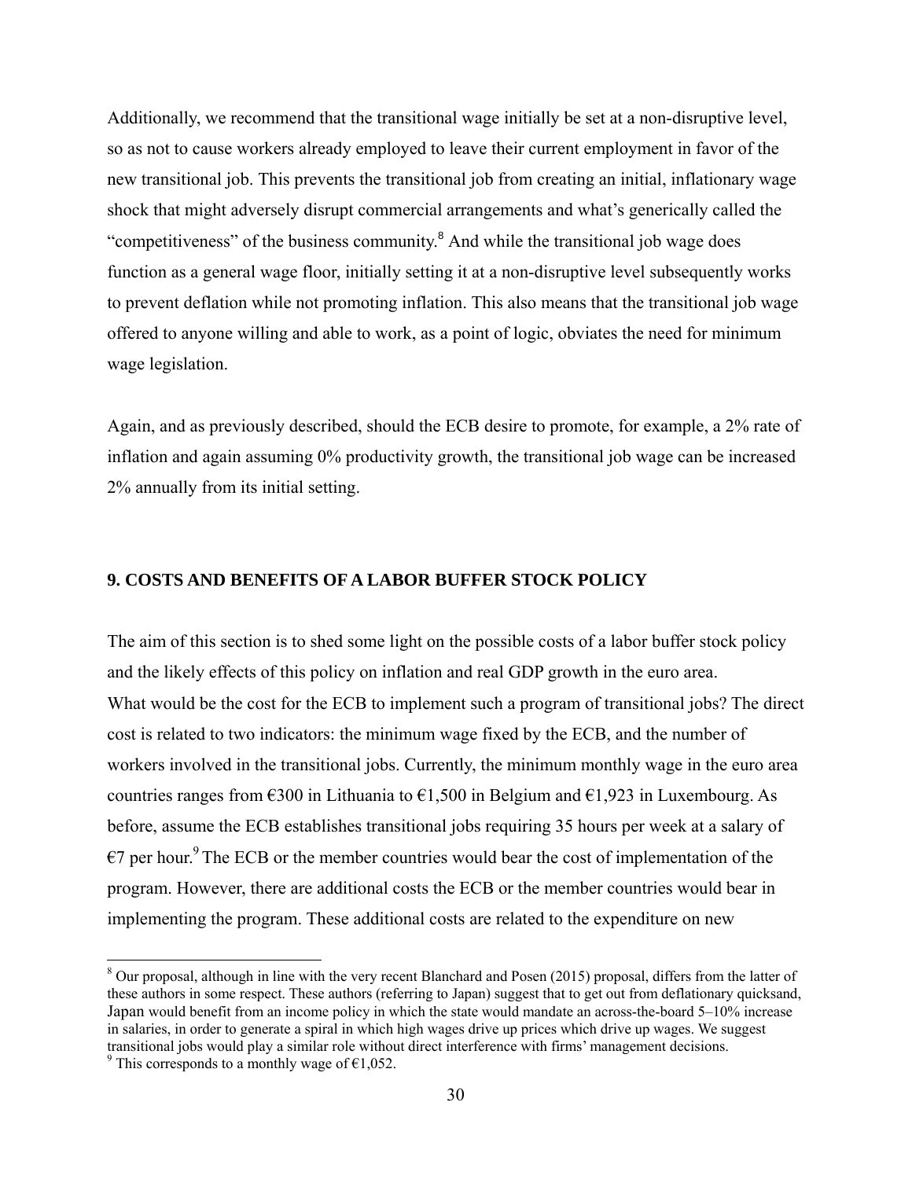Additionally, we recommend that the transitional wage initially be set at a non-disruptive level, so as not to cause workers already employed to leave their current employment in favor of the new transitional job. This prevents the transitional job from creating an initial, inflationary wage shock that might adversely disrupt commercial arrangements and what's generically called the "competitiveness" of the business community.[8] And while the transitional job wage does function as a general wage floor, initially setting it at a non-disruptive level subsequently works to prevent deflation while not promoting inflation. This also means that the transitional job wage offered to anyone willing and able to work, as a point of logic, obviates the need for minimum wage legislation.

Again, and as previously described, should the ECB desire to promote, for example, a 2% rate of inflation and again assuming 0% productivity growth, the transitional job wage can be increased 2% annually from its initial setting.

## 9. COSTS AND BENEFITS OF A LABOR BUFFER STOCK POLICY

The aim of this section is to shed some light on the possible costs of a labor buffer stock policy and the likely effects of this policy on inflation and real GDP growth in the euro area. What would be the cost for the ECB to implement such a program of transitional jobs? The direct cost is related to two indicators: the minimum wage fixed by the ECB, and the number of workers involved in the transitional jobs. Currently, the minimum monthly wage in the euro area countries ranges from €300 in Lithuania to €1,500 in Belgium and €1,923 in Luxembourg. As before, assume the ECB establishes transitional jobs requiring 35 hours per week at a salary of €7 per hour.[9] The ECB or the member countries would bear the cost of implementation of the program. However, there are additional costs the ECB or the member countries would bear in implementing the program. These additional costs are related to the expenditure on new

---

[8] Our proposal, although in line with the very recent Blanchard and Posen (2015) proposal, differs from the latter of these authors in some respect. These authors (referring to Japan) suggest that to get out from deflationary quicksand, Japan would benefit from an income policy in which the state would mandate an across-the-board 5–10% increase in salaries, in order to generate a spiral in which high wages drive up prices which drive up wages. We suggest transitional jobs would play a similar role without direct interference with firms' management decisions.

[9] This corresponds to a monthly wage of €1,052.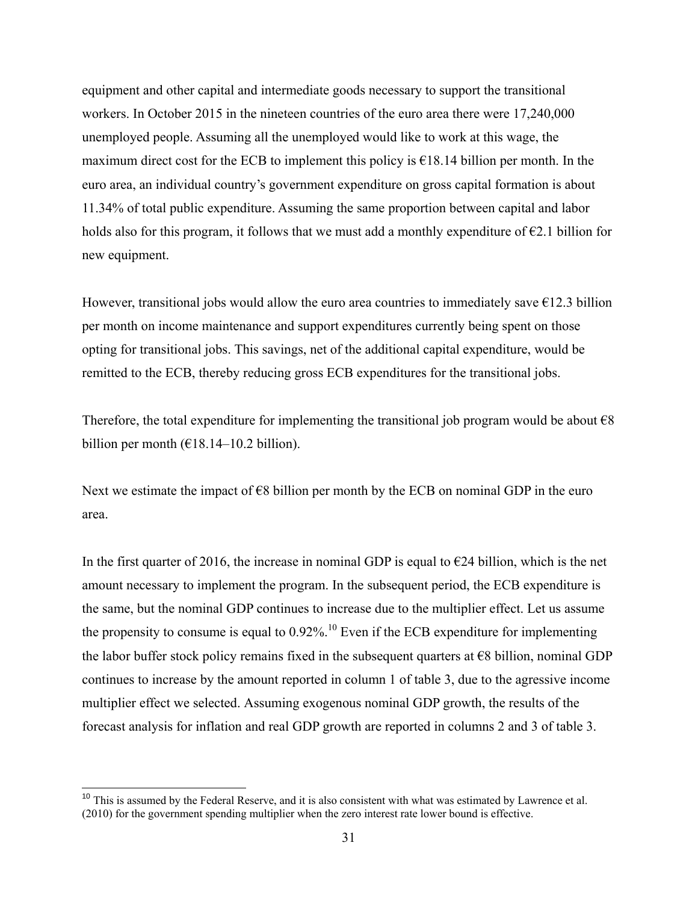equipment and other capital and intermediate goods necessary to support the transitional workers. In October 2015 in the nineteen countries of the euro area there were 17,240,000 unemployed people. Assuming all the unemployed would like to work at this wage, the maximum direct cost for the ECB to implement this policy is €18.14 billion per month. In the euro area, an individual country's government expenditure on gross capital formation is about 11.34% of total public expenditure. Assuming the same proportion between capital and labor holds also for this program, it follows that we must add a monthly expenditure of €2.1 billion for new equipment.

However, transitional jobs would allow the euro area countries to immediately save €12.3 billion per month on income maintenance and support expenditures currently being spent on those opting for transitional jobs. This savings, net of the additional capital expenditure, would be remitted to the ECB, thereby reducing gross ECB expenditures for the transitional jobs.

Therefore, the total expenditure for implementing the transitional job program would be about €8 billion per month (€18.14–10.2 billion).

Next we estimate the impact of €8 billion per month by the ECB on nominal GDP in the euro area.

In the first quarter of 2016, the increase in nominal GDP is equal to €24 billion, which is the net amount necessary to implement the program. In the subsequent period, the ECB expenditure is the same, but the nominal GDP continues to increase due to the multiplier effect. Let us assume the propensity to consume is equal to 0.92%.[10] Even if the ECB expenditure for implementing the labor buffer stock policy remains fixed in the subsequent quarters at €8 billion, nominal GDP continues to increase by the amount reported in column 1 of table 3, due to the agressive income multiplier effect we selected. Assuming exogenous nominal GDP growth, the results of the forecast analysis for inflation and real GDP growth are reported in columns 2 and 3 of table 3.

---

[10] This is assumed by the Federal Reserve, and it is also consistent with what was estimated by Lawrence et al. (2010) for the government spending multiplier when the zero interest rate lower bound is effective.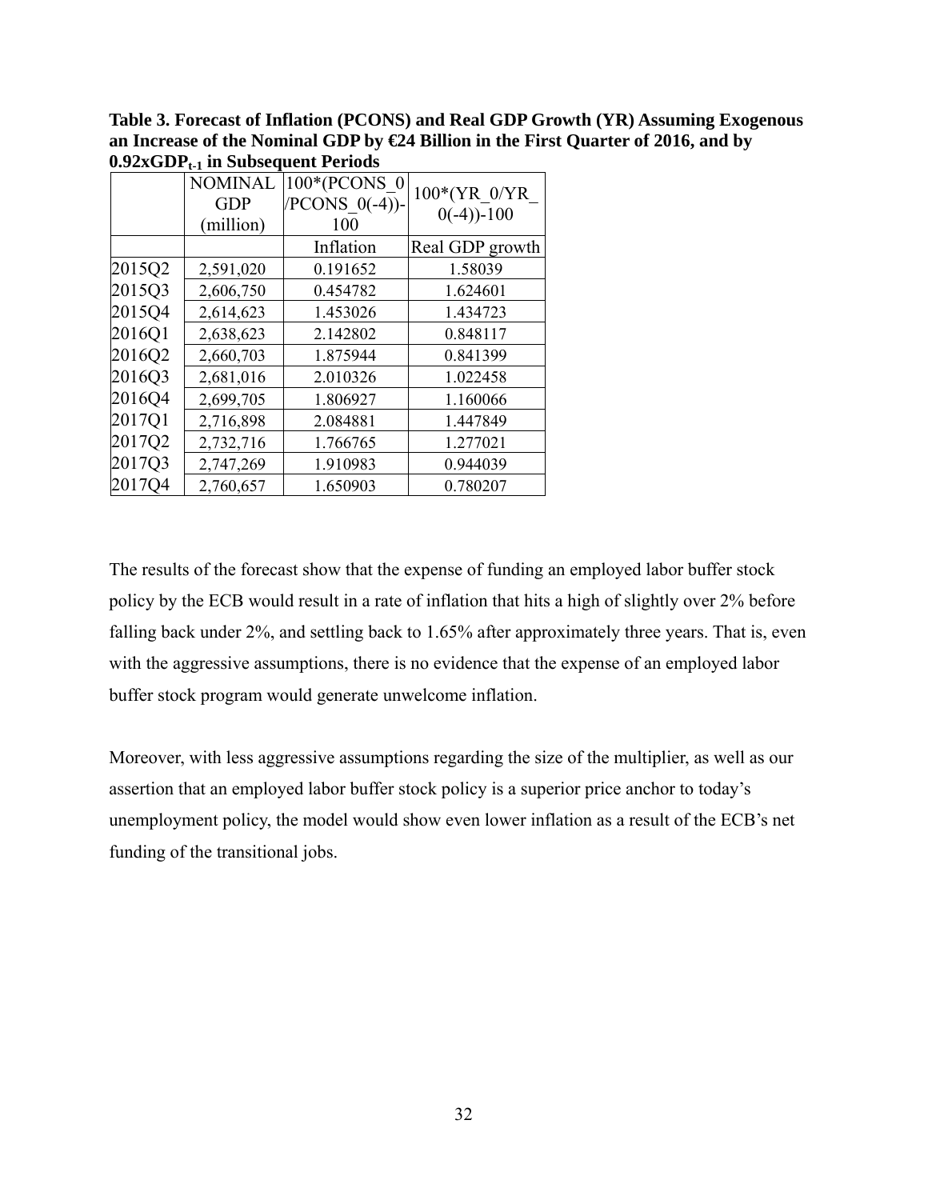**Table 3. Forecast of Inflation (PCONS) and Real GDP Growth (YR) Assuming Exogenous an Increase of the Nominal GDP by €24 Billion in the First Quarter of 2016, and by $0.92xGDP_{t-1}$ in Subsequent Periods**

| | NOMINAL GDP (million) | 100*(PCONS_0/PCONS_0(-4))-100 | 100*(YR_0/YR_0(-4))-100 |
|---|---|---|---|
| | | Inflation | Real GDP growth |
| 2015Q2 | 2,591,020 | 0.191652 | 1.58039 |
| 2015Q3 | 2,606,750 | 0.454782 | 1.624601 |
| 2015Q4 | 2,614,623 | 1.453026 | 1.434723 |
| 2016Q1 | 2,638,623 | 2.142802 | 0.848117 |
| 2016Q2 | 2,660,703 | 1.875944 | 0.841399 |
| 2016Q3 | 2,681,016 | 2.010326 | 1.022458 |
| 2016Q4 | 2,699,705 | 1.806927 | 1.160066 |
| 2017Q1 | 2,716,898 | 2.084881 | 1.447849 |
| 2017Q2 | 2,732,716 | 1.766765 | 1.277021 |
| 2017Q3 | 2,747,269 | 1.910983 | 0.944039 |
| 2017Q4 | 2,760,657 | 1.650903 | 0.780207 |

The results of the forecast show that the expense of funding an employed labor buffer stock policy by the ECB would result in a rate of inflation that hits a high of slightly over 2% before falling back under 2%, and settling back to 1.65% after approximately three years. That is, even with the aggressive assumptions, there is no evidence that the expense of an employed labor buffer stock program would generate unwelcome inflation.

Moreover, with less aggressive assumptions regarding the size of the multiplier, as well as our assertion that an employed labor buffer stock policy is a superior price anchor to today's unemployment policy, the model would show even lower inflation as a result of the ECB's net funding of the transitional jobs.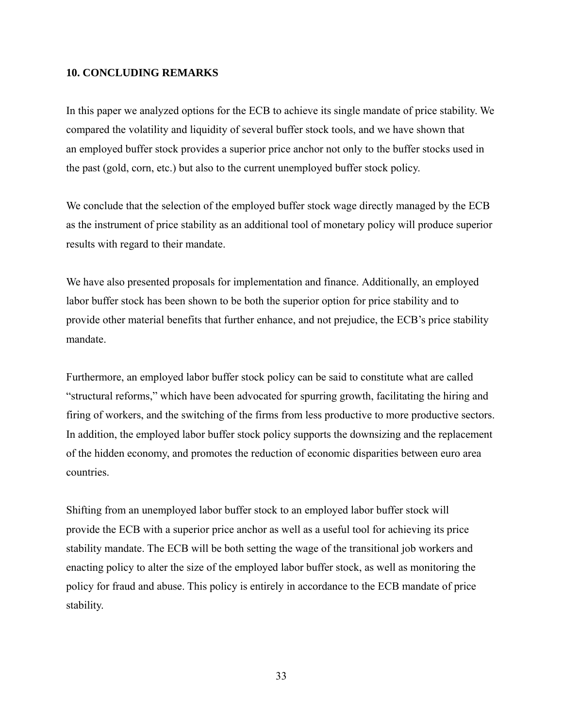## 10. CONCLUDING REMARKS

In this paper we analyzed options for the ECB to achieve its single mandate of price stability. We compared the volatility and liquidity of several buffer stock tools, and we have shown that an employed buffer stock provides a superior price anchor not only to the buffer stocks used in the past (gold, corn, etc.) but also to the current unemployed buffer stock policy.

We conclude that the selection of the employed buffer stock wage directly managed by the ECB as the instrument of price stability as an additional tool of monetary policy will produce superior results with regard to their mandate.

We have also presented proposals for implementation and finance. Additionally, an employed labor buffer stock has been shown to be both the superior option for price stability and to provide other material benefits that further enhance, and not prejudice, the ECB's price stability mandate.

Furthermore, an employed labor buffer stock policy can be said to constitute what are called "structural reforms," which have been advocated for spurring growth, facilitating the hiring and firing of workers, and the switching of the firms from less productive to more productive sectors. In addition, the employed labor buffer stock policy supports the downsizing and the replacement of the hidden economy, and promotes the reduction of economic disparities between euro area countries.

Shifting from an unemployed labor buffer stock to an employed labor buffer stock will provide the ECB with a superior price anchor as well as a useful tool for achieving its price stability mandate. The ECB will be both setting the wage of the transitional job workers and enacting policy to alter the size of the employed labor buffer stock, as well as monitoring the policy for fraud and abuse. This policy is entirely in accordance to the ECB mandate of price stability.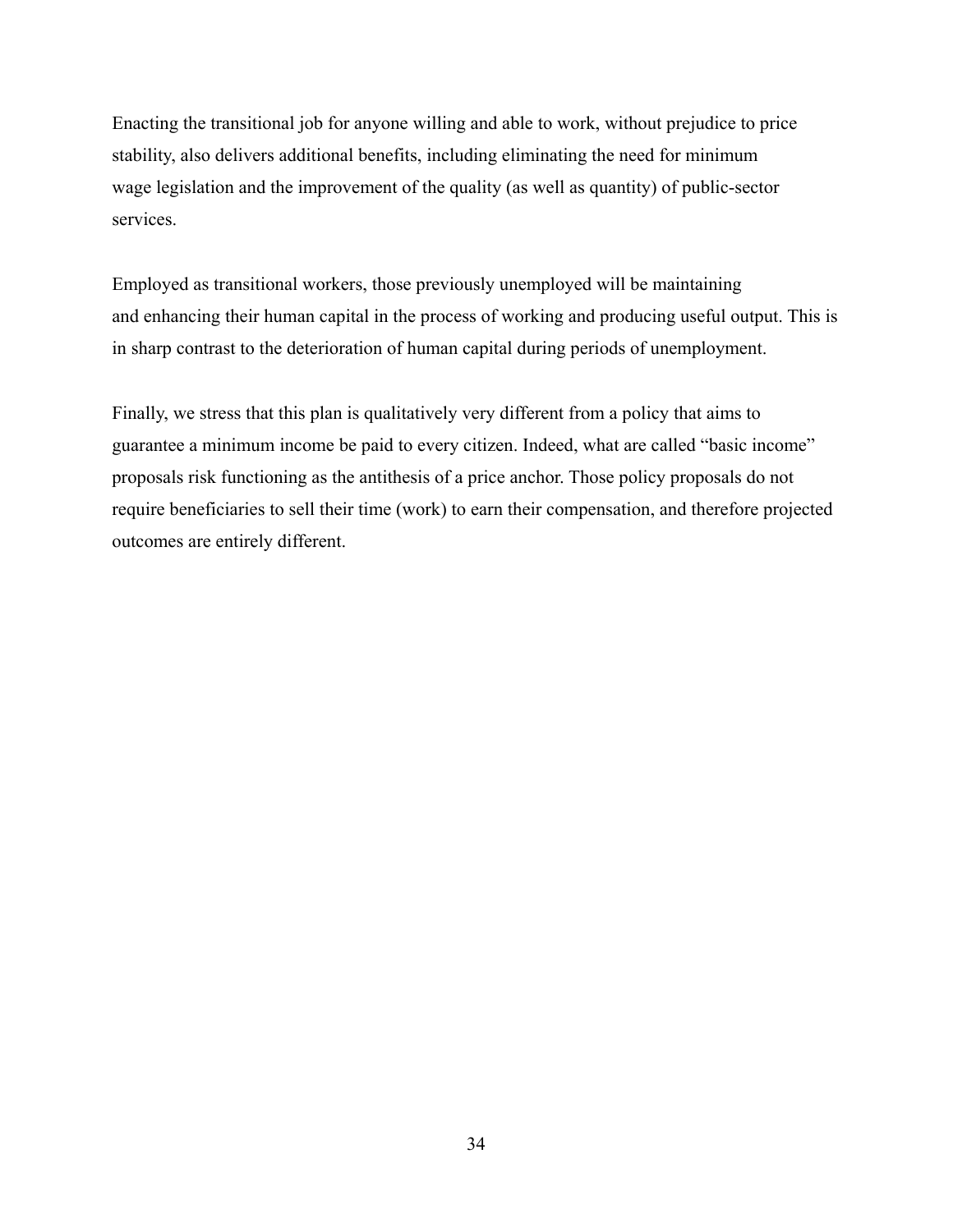Enacting the transitional job for anyone willing and able to work, without prejudice to price stability, also delivers additional benefits, including eliminating the need for minimum wage legislation and the improvement of the quality (as well as quantity) of public-sector services.

Employed as transitional workers, those previously unemployed will be maintaining and enhancing their human capital in the process of working and producing useful output. This is in sharp contrast to the deterioration of human capital during periods of unemployment.

Finally, we stress that this plan is qualitatively very different from a policy that aims to guarantee a minimum income be paid to every citizen. Indeed, what are called "basic income" proposals risk functioning as the antithesis of a price anchor. Those policy proposals do not require beneficiaries to sell their time (work) to earn their compensation, and therefore projected outcomes are entirely different.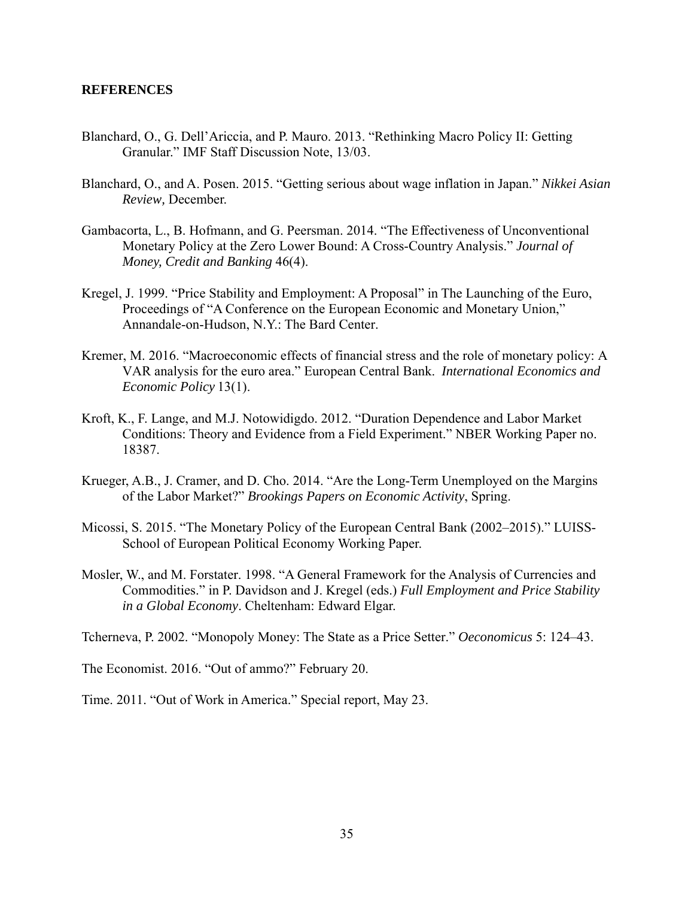## REFERENCES

Blanchard, O., G. Dell'Ariccia, and P. Mauro. 2013. "Rethinking Macro Policy II: Getting Granular." IMF Staff Discussion Note, 13/03.

Blanchard, O., and A. Posen. 2015. "Getting serious about wage inflation in Japan." *Nikkei Asian Review,* December.

Gambacorta, L., B. Hofmann, and G. Peersman. 2014. "The Effectiveness of Unconventional Monetary Policy at the Zero Lower Bound: A Cross-Country Analysis." *Journal of Money, Credit and Banking* 46(4).

Kregel, J. 1999. "Price Stability and Employment: A Proposal" in The Launching of the Euro, Proceedings of "A Conference on the European Economic and Monetary Union," Annandale-on-Hudson, N.Y.: The Bard Center.

Kremer, M. 2016. "Macroeconomic effects of financial stress and the role of monetary policy: A VAR analysis for the euro area." European Central Bank. *International Economics and Economic Policy* 13(1).

Kroft, K., F. Lange, and M.J. Notowidigdo. 2012. "Duration Dependence and Labor Market Conditions: Theory and Evidence from a Field Experiment." NBER Working Paper no. 18387.

Krueger, A.B., J. Cramer, and D. Cho. 2014. "Are the Long-Term Unemployed on the Margins of the Labor Market?" *Brookings Papers on Economic Activity*, Spring.

Micossi, S. 2015. "The Monetary Policy of the European Central Bank (2002–2015)." LUISS-School of European Political Economy Working Paper.

Mosler, W., and M. Forstater. 1998. "A General Framework for the Analysis of Currencies and Commodities." in P. Davidson and J. Kregel (eds.) *Full Employment and Price Stability in a Global Economy*. Cheltenham: Edward Elgar.

Tcherneva, P. 2002. "Monopoly Money: The State as a Price Setter." *Oeconomicus* 5: 124–43.

The Economist. 2016. "Out of ammo?" February 20.

Time. 2011. "Out of Work in America." Special report, May 23.